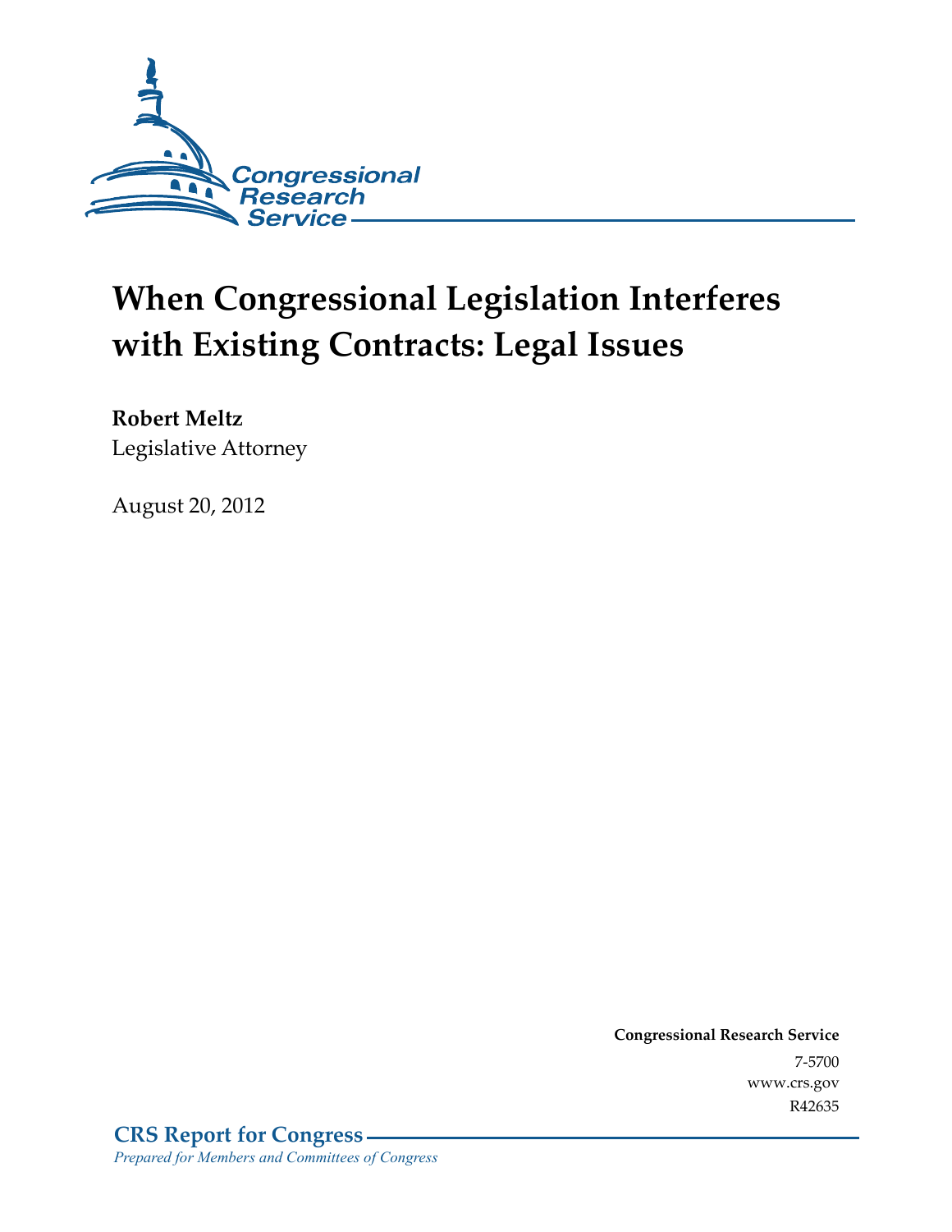Congressional Research Service

# When Congressional Legislation Interferes with Existing Contracts: Legal Issues

**Robert Meltz**
Legislative Attorney

August 20, 2012

**Congressional Research Service**
7-5700
www.crs.gov
R42635

**CRS Report for Congress**
*Prepared for Members and Committees of Congress*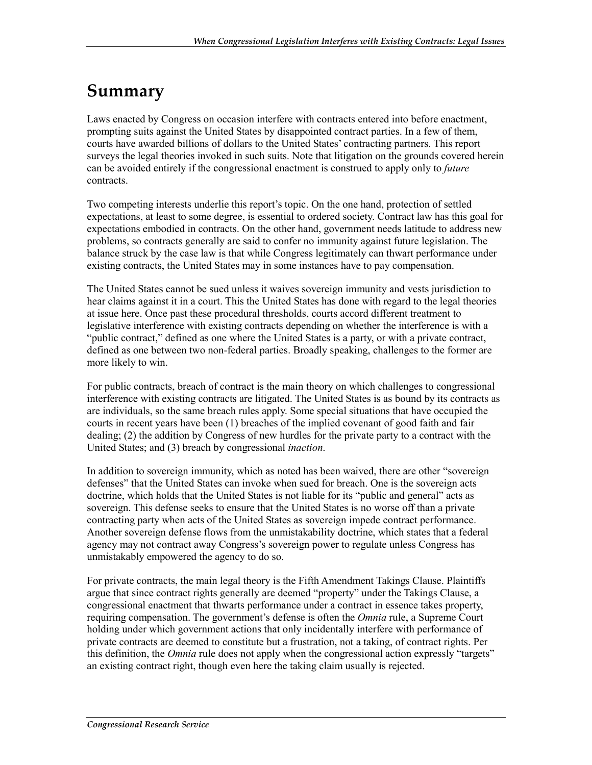# Summary

Laws enacted by Congress on occasion interfere with contracts entered into before enactment, prompting suits against the United States by disappointed contract parties. In a few of them, courts have awarded billions of dollars to the United States' contracting partners. This report surveys the legal theories invoked in such suits. Note that litigation on the grounds covered herein can be avoided entirely if the congressional enactment is construed to apply only to *future* contracts.

Two competing interests underlie this report's topic. On the one hand, protection of settled expectations, at least to some degree, is essential to ordered society. Contract law has this goal for expectations embodied in contracts. On the other hand, government needs latitude to address new problems, so contracts generally are said to confer no immunity against future legislation. The balance struck by the case law is that while Congress legitimately can thwart performance under existing contracts, the United States may in some instances have to pay compensation.

The United States cannot be sued unless it waives sovereign immunity and vests jurisdiction to hear claims against it in a court. This the United States has done with regard to the legal theories at issue here. Once past these procedural thresholds, courts accord different treatment to legislative interference with existing contracts depending on whether the interference is with a "public contract," defined as one where the United States is a party, or with a private contract, defined as one between two non-federal parties. Broadly speaking, challenges to the former are more likely to win.

For public contracts, breach of contract is the main theory on which challenges to congressional interference with existing contracts are litigated. The United States is as bound by its contracts as are individuals, so the same breach rules apply. Some special situations that have occupied the courts in recent years have been (1) breaches of the implied covenant of good faith and fair dealing; (2) the addition by Congress of new hurdles for the private party to a contract with the United States; and (3) breach by congressional *inaction*.

In addition to sovereign immunity, which as noted has been waived, there are other "sovereign defenses" that the United States can invoke when sued for breach. One is the sovereign acts doctrine, which holds that the United States is not liable for its "public and general" acts as sovereign. This defense seeks to ensure that the United States is no worse off than a private contracting party when acts of the United States as sovereign impede contract performance. Another sovereign defense flows from the unmistakability doctrine, which states that a federal agency may not contract away Congress's sovereign power to regulate unless Congress has unmistakably empowered the agency to do so.

For private contracts, the main legal theory is the Fifth Amendment Takings Clause. Plaintiffs argue that since contract rights generally are deemed "property" under the Takings Clause, a congressional enactment that thwarts performance under a contract in essence takes property, requiring compensation. The government's defense is often the *Omnia* rule, a Supreme Court holding under which government actions that only incidentally interfere with performance of private contracts are deemed to constitute but a frustration, not a taking, of contract rights. Per this definition, the *Omnia* rule does not apply when the congressional action expressly "targets" an existing contract right, though even here the taking claim usually is rejected.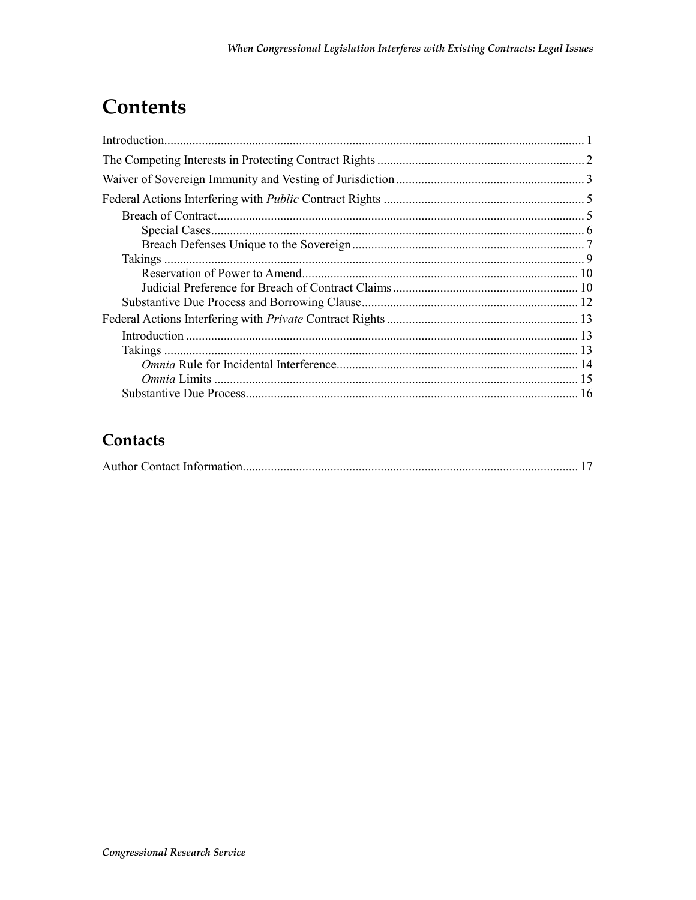# Contents

Introduction.................................................................................................................................... 1

The Competing Interests in Protecting Contract Rights .................................................................. 2

Waiver of Sovereign Immunity and Vesting of Jurisdiction ............................................................ 3

Federal Actions Interfering with *Public* Contract Rights ................................................................ 5

Breach of Contract..................................................................................................................... 5

Special Cases....................................................................................................................... 6

Breach Defenses Unique to the Sovereign .......................................................................... 7

Takings ..................................................................................................................................... 9

Reservation of Power to Amend........................................................................................ 10

Judicial Preference for Breach of Contract Claims ........................................................... 10

Substantive Due Process and Borrowing Clause..................................................................... 12

Federal Actions Interfering with *Private* Contract Rights ............................................................. 13

Introduction ............................................................................................................................ 13

Takings .................................................................................................................................... 13

*Omnia* Rule for Incidental Interference............................................................................. 14

*Omnia* Limits .................................................................................................................... 15

Substantive Due Process.......................................................................................................... 16

## Contacts

Author Contact Information........................................................................................................... 17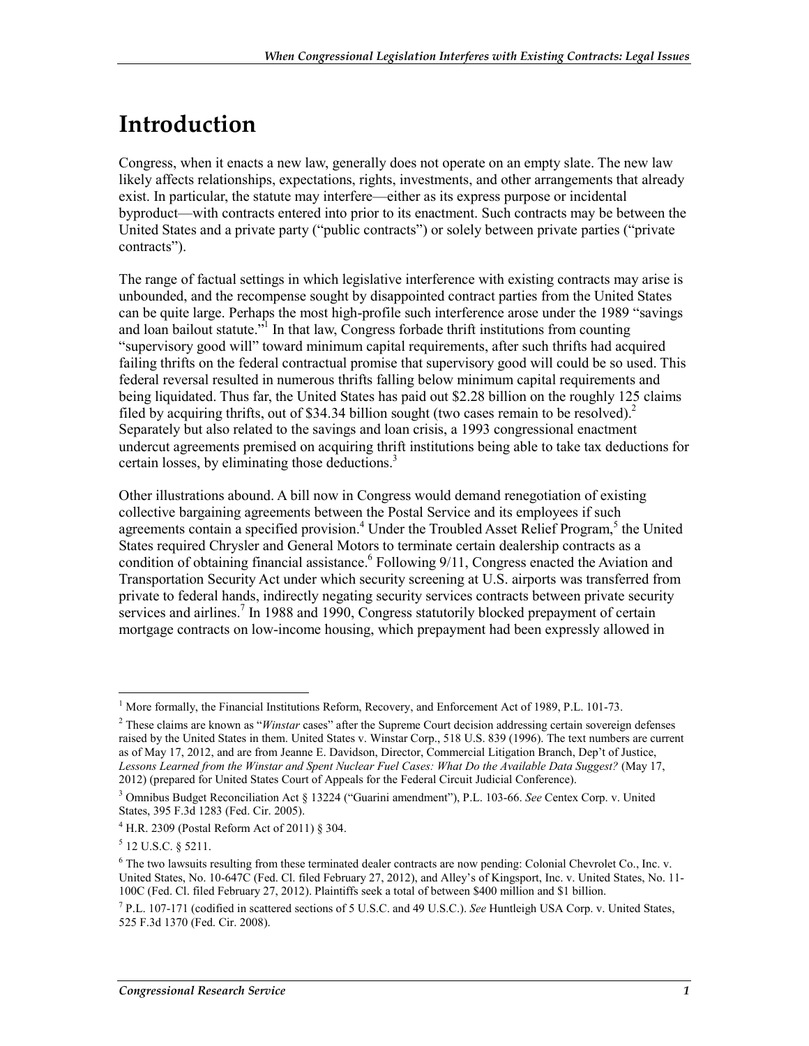# Introduction

Congress, when it enacts a new law, generally does not operate on an empty slate. The new law likely affects relationships, expectations, rights, investments, and other arrangements that already exist. In particular, the statute may interfere—either as its express purpose or incidental byproduct—with contracts entered into prior to its enactment. Such contracts may be between the United States and a private party ("public contracts") or solely between private parties ("private contracts").

The range of factual settings in which legislative interference with existing contracts may arise is unbounded, and the recompense sought by disappointed contract parties from the United States can be quite large. Perhaps the most high-profile such interference arose under the 1989 "savings and loan bailout statute."[1] In that law, Congress forbade thrift institutions from counting "supervisory good will" toward minimum capital requirements, after such thrifts had acquired failing thrifts on the federal contractual promise that supervisory good will could be so used. This federal reversal resulted in numerous thrifts falling below minimum capital requirements and being liquidated. Thus far, the United States has paid out $2.28 billion on the roughly 125 claims filed by acquiring thrifts, out of $34.34 billion sought (two cases remain to be resolved).[2] Separately but also related to the savings and loan crisis, a 1993 congressional enactment undercut agreements premised on acquiring thrift institutions being able to take tax deductions for certain losses, by eliminating those deductions.[3]

Other illustrations abound. A bill now in Congress would demand renegotiation of existing collective bargaining agreements between the Postal Service and its employees if such agreements contain a specified provision.[4] Under the Troubled Asset Relief Program,[5] the United States required Chrysler and General Motors to terminate certain dealership contracts as a condition of obtaining financial assistance.[6] Following 9/11, Congress enacted the Aviation and Transportation Security Act under which security screening at U.S. airports was transferred from private to federal hands, indirectly negating security services contracts between private security services and airlines.[7] In 1988 and 1990, Congress statutorily blocked prepayment of certain mortgage contracts on low-income housing, which prepayment had been expressly allowed in

---

[1] More formally, the Financial Institutions Reform, Recovery, and Enforcement Act of 1989, P.L. 101-73.

[2] These claims are known as "*Winstar* cases" after the Supreme Court decision addressing certain sovereign defenses raised by the United States in them. United States v. Winstar Corp., 518 U.S. 839 (1996). The text numbers are current as of May 17, 2012, and are from Jeanne E. Davidson, Director, Commercial Litigation Branch, Dep't of Justice, *Lessons Learned from the Winstar and Spent Nuclear Fuel Cases: What Do the Available Data Suggest?* (May 17, 2012) (prepared for United States Court of Appeals for the Federal Circuit Judicial Conference).

[3] Omnibus Budget Reconciliation Act § 13224 ("Guarini amendment"), P.L. 103-66. *See* Centex Corp. v. United States, 395 F.3d 1283 (Fed. Cir. 2005).

[4] H.R. 2309 (Postal Reform Act of 2011) § 304.

[5] 12 U.S.C. § 5211.

[6] The two lawsuits resulting from these terminated dealer contracts are now pending: Colonial Chevrolet Co., Inc. v. United States, No. 10-647C (Fed. Cl. filed February 27, 2012), and Alley's of Kingsport, Inc. v. United States, No. 11-100C (Fed. Cl. filed February 27, 2012). Plaintiffs seek a total of between $400 million and $1 billion.

[7] P.L. 107-171 (codified in scattered sections of 5 U.S.C. and 49 U.S.C.). *See* Huntleigh USA Corp. v. United States, 525 F.3d 1370 (Fed. Cir. 2008).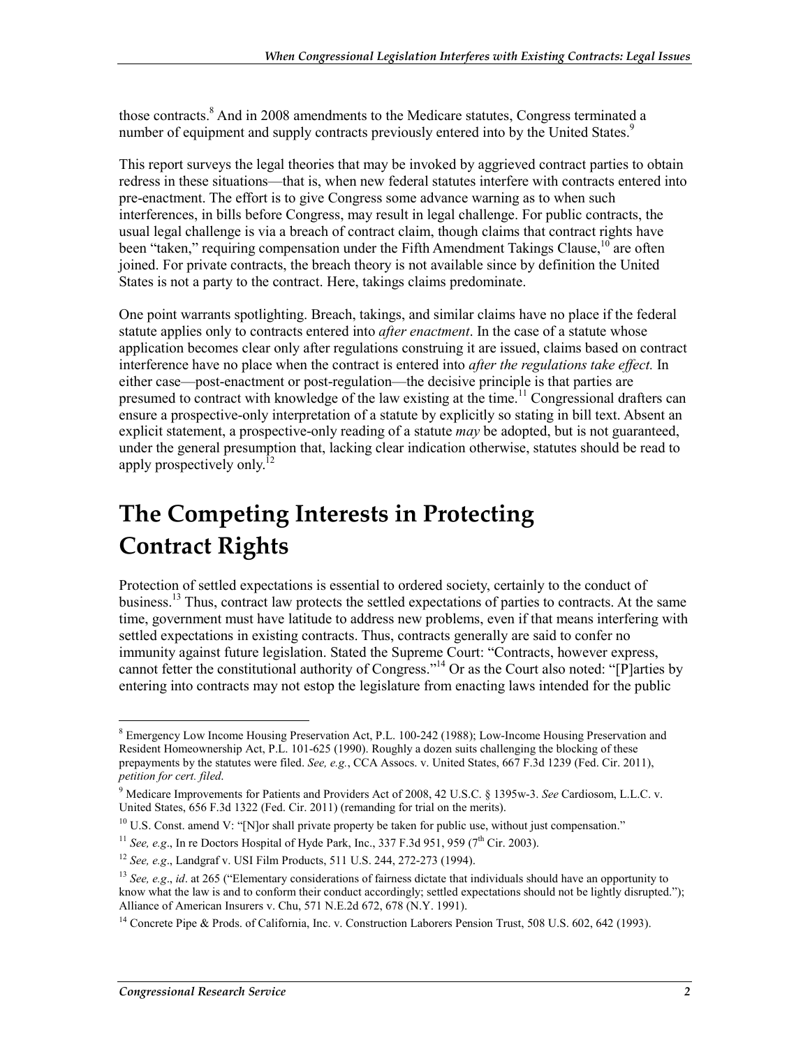those contracts.[8] And in 2008 amendments to the Medicare statutes, Congress terminated a number of equipment and supply contracts previously entered into by the United States.[9]

This report surveys the legal theories that may be invoked by aggrieved contract parties to obtain redress in these situations—that is, when new federal statutes interfere with contracts entered into pre-enactment. The effort is to give Congress some advance warning as to when such interferences, in bills before Congress, may result in legal challenge. For public contracts, the usual legal challenge is via a breach of contract claim, though claims that contract rights have been "taken," requiring compensation under the Fifth Amendment Takings Clause,[10] are often joined. For private contracts, the breach theory is not available since by definition the United States is not a party to the contract. Here, takings claims predominate.

One point warrants spotlighting. Breach, takings, and similar claims have no place if the federal statute applies only to contracts entered into *after enactment*. In the case of a statute whose application becomes clear only after regulations construing it are issued, claims based on contract interference have no place when the contract is entered into *after the regulations take effect.* In either case—post-enactment or post-regulation—the decisive principle is that parties are presumed to contract with knowledge of the law existing at the time.[11] Congressional drafters can ensure a prospective-only interpretation of a statute by explicitly so stating in bill text. Absent an explicit statement, a prospective-only reading of a statute *may* be adopted, but is not guaranteed, under the general presumption that, lacking clear indication otherwise, statutes should be read to apply prospectively only.[12]

# The Competing Interests in Protecting Contract Rights

Protection of settled expectations is essential to ordered society, certainly to the conduct of business.[13] Thus, contract law protects the settled expectations of parties to contracts. At the same time, government must have latitude to address new problems, even if that means interfering with settled expectations in existing contracts. Thus, contracts generally are said to confer no immunity against future legislation. Stated the Supreme Court: "Contracts, however express, cannot fetter the constitutional authority of Congress."[14] Or as the Court also noted: "[P]arties by entering into contracts may not estop the legislature from enacting laws intended for the public

---

[8] Emergency Low Income Housing Preservation Act, P.L. 100-242 (1988); Low-Income Housing Preservation and Resident Homeownership Act, P.L. 101-625 (1990). Roughly a dozen suits challenging the blocking of these prepayments by the statutes were filed. *See, e.g.*, CCA Assocs. v. United States, 667 F.3d 1239 (Fed. Cir. 2011), *petition for cert. filed*.

[9] Medicare Improvements for Patients and Providers Act of 2008, 42 U.S.C. § 1395w-3. *See* Cardiosom, L.L.C. v. United States, 656 F.3d 1322 (Fed. Cir. 2011) (remanding for trial on the merits).

[10] U.S. Const. amend V: "[N]or shall private property be taken for public use, without just compensation."

[11] *See, e.g*., In re Doctors Hospital of Hyde Park, Inc., 337 F.3d 951, 959 (7th Cir. 2003).

[12] *See, e.g*., Landgraf v. USI Film Products, 511 U.S. 244, 272-273 (1994).

[13] *See, e.g*., *id*. at 265 ("Elementary considerations of fairness dictate that individuals should have an opportunity to know what the law is and to conform their conduct accordingly; settled expectations should not be lightly disrupted."); Alliance of American Insurers v. Chu, 571 N.E.2d 672, 678 (N.Y. 1991).

[14] Concrete Pipe & Prods. of California, Inc. v. Construction Laborers Pension Trust, 508 U.S. 602, 642 (1993).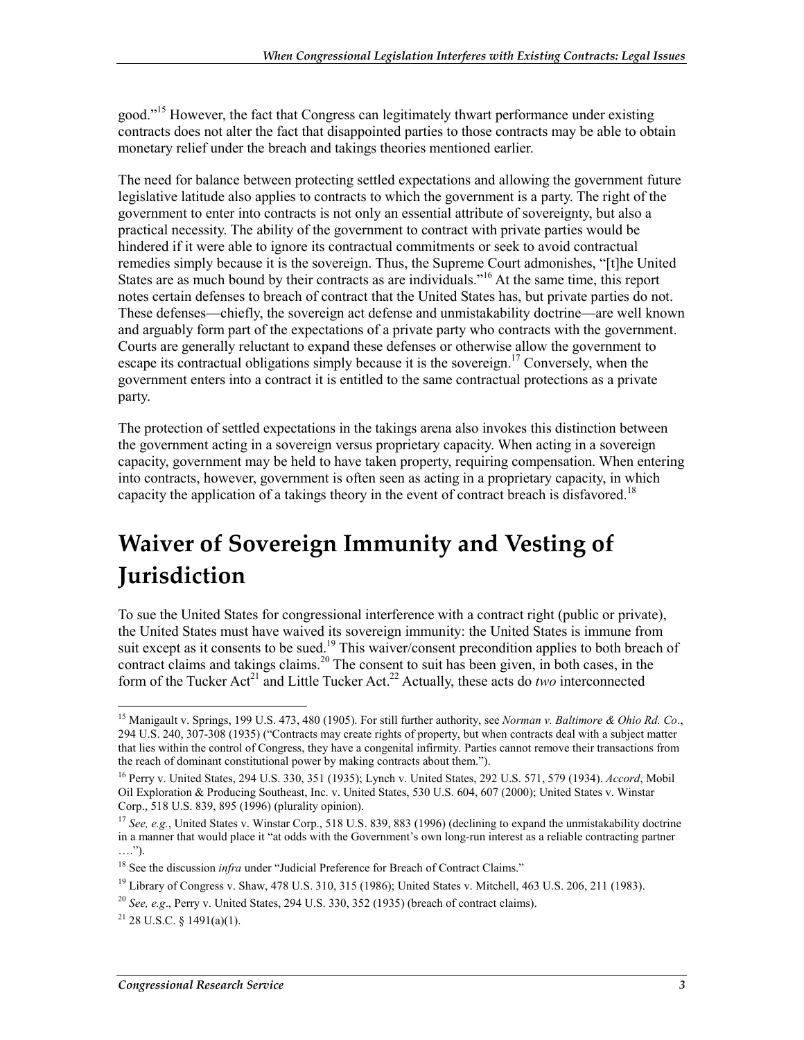good."[15] However, the fact that Congress can legitimately thwart performance under existing contracts does not alter the fact that disappointed parties to those contracts may be able to obtain monetary relief under the breach and takings theories mentioned earlier.

The need for balance between protecting settled expectations and allowing the government future legislative latitude also applies to contracts to which the government is a party. The right of the government to enter into contracts is not only an essential attribute of sovereignty, but also a practical necessity. The ability of the government to contract with private parties would be hindered if it were able to ignore its contractual commitments or seek to avoid contractual remedies simply because it is the sovereign. Thus, the Supreme Court admonishes, "[t]he United States are as much bound by their contracts as are individuals."[16] At the same time, this report notes certain defenses to breach of contract that the United States has, but private parties do not. These defenses—chiefly, the sovereign act defense and unmistakability doctrine—are well known and arguably form part of the expectations of a private party who contracts with the government. Courts are generally reluctant to expand these defenses or otherwise allow the government to escape its contractual obligations simply because it is the sovereign.[17] Conversely, when the government enters into a contract it is entitled to the same contractual protections as a private party.

The protection of settled expectations in the takings arena also invokes this distinction between the government acting in a sovereign versus proprietary capacity. When acting in a sovereign capacity, government may be held to have taken property, requiring compensation. When entering into contracts, however, government is often seen as acting in a proprietary capacity, in which capacity the application of a takings theory in the event of contract breach is disfavored.[18]

# Waiver of Sovereign Immunity and Vesting of Jurisdiction

To sue the United States for congressional interference with a contract right (public or private), the United States must have waived its sovereign immunity: the United States is immune from suit except as it consents to be sued.[19] This waiver/consent precondition applies to both breach of contract claims and takings claims.[20] The consent to suit has been given, in both cases, in the form of the Tucker Act[21] and Little Tucker Act.[22] Actually, these acts do *two* interconnected

---

[15] Manigault v. Springs, 199 U.S. 473, 480 (1905). For still further authority, see *Norman v. Baltimore & Ohio Rd. Co*., 294 U.S. 240, 307-308 (1935) ("Contracts may create rights of property, but when contracts deal with a subject matter that lies within the control of Congress, they have a congenital infirmity. Parties cannot remove their transactions from the reach of dominant constitutional power by making contracts about them.").

[16] Perry v. United States, 294 U.S. 330, 351 (1935); Lynch v. United States, 292 U.S. 571, 579 (1934). *Accord*, Mobil Oil Exploration & Producing Southeast, Inc. v. United States, 530 U.S. 604, 607 (2000); United States v. Winstar Corp., 518 U.S. 839, 895 (1996) (plurality opinion).

[17] *See, e.g.*, United States v. Winstar Corp., 518 U.S. 839, 883 (1996) (declining to expand the unmistakability doctrine in a manner that would place it "at odds with the Government's own long-run interest as a reliable contracting partner ….").

[18] See the discussion *infra* under "Judicial Preference for Breach of Contract Claims."

[19] Library of Congress v. Shaw, 478 U.S. 310, 315 (1986); United States v. Mitchell, 463 U.S. 206, 211 (1983).

[20] *See, e.g*., Perry v. United States, 294 U.S. 330, 352 (1935) (breach of contract claims).

[21] 28 U.S.C. § 1491(a)(1).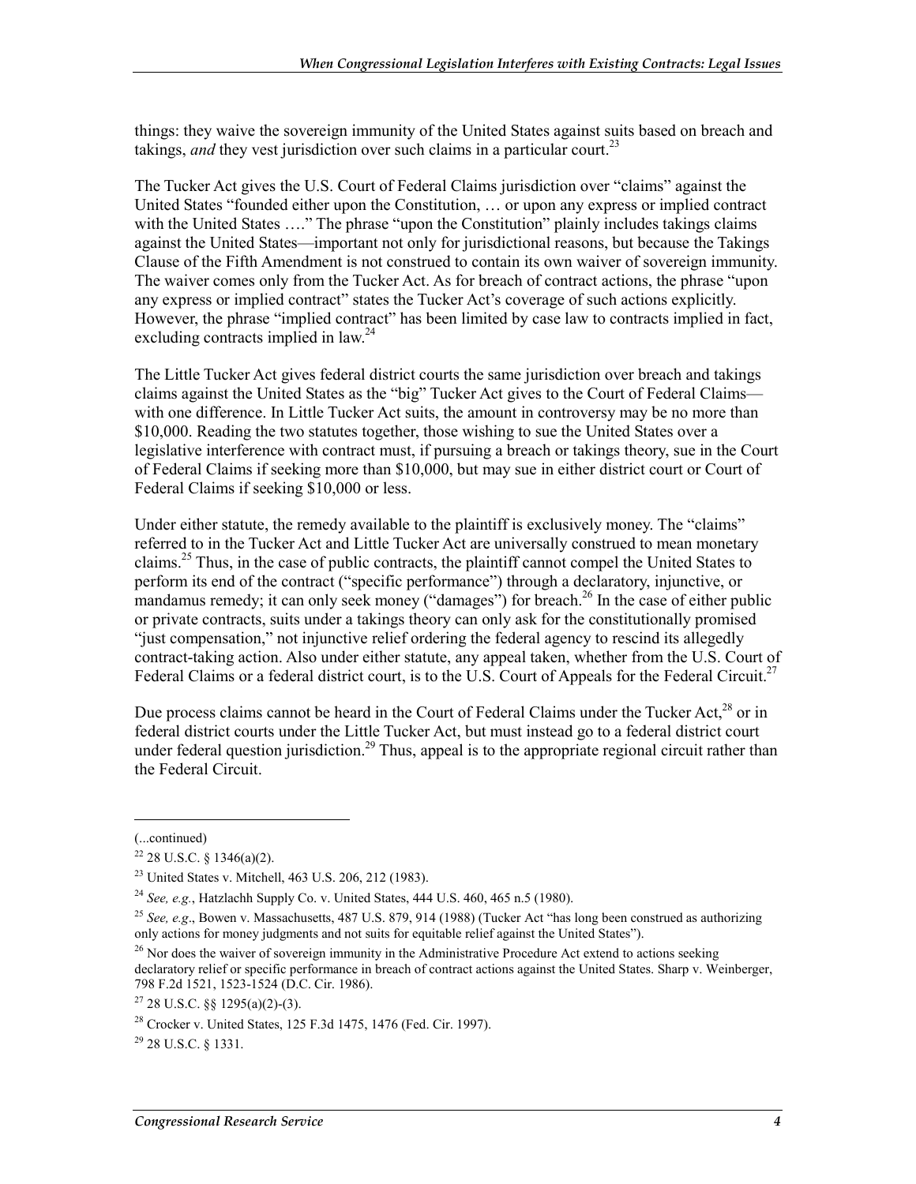things: they waive the sovereign immunity of the United States against suits based on breach and takings, *and* they vest jurisdiction over such claims in a particular court.[23]

The Tucker Act gives the U.S. Court of Federal Claims jurisdiction over "claims" against the United States "founded either upon the Constitution, … or upon any express or implied contract with the United States …." The phrase "upon the Constitution" plainly includes takings claims against the United States—important not only for jurisdictional reasons, but because the Takings Clause of the Fifth Amendment is not construed to contain its own waiver of sovereign immunity. The waiver comes only from the Tucker Act. As for breach of contract actions, the phrase "upon any express or implied contract" states the Tucker Act's coverage of such actions explicitly. However, the phrase "implied contract" has been limited by case law to contracts implied in fact, excluding contracts implied in law.[24]

The Little Tucker Act gives federal district courts the same jurisdiction over breach and takings claims against the United States as the "big" Tucker Act gives to the Court of Federal Claims—with one difference. In Little Tucker Act suits, the amount in controversy may be no more than $10,000. Reading the two statutes together, those wishing to sue the United States over a legislative interference with contract must, if pursuing a breach or takings theory, sue in the Court of Federal Claims if seeking more than $10,000, but may sue in either district court or Court of Federal Claims if seeking $10,000 or less.

Under either statute, the remedy available to the plaintiff is exclusively money. The "claims" referred to in the Tucker Act and Little Tucker Act are universally construed to mean monetary claims.[25] Thus, in the case of public contracts, the plaintiff cannot compel the United States to perform its end of the contract ("specific performance") through a declaratory, injunctive, or mandamus remedy; it can only seek money ("damages") for breach.[26] In the case of either public or private contracts, suits under a takings theory can only ask for the constitutionally promised "just compensation," not injunctive relief ordering the federal agency to rescind its allegedly contract-taking action. Also under either statute, any appeal taken, whether from the U.S. Court of Federal Claims or a federal district court, is to the U.S. Court of Appeals for the Federal Circuit.[27]

Due process claims cannot be heard in the Court of Federal Claims under the Tucker Act,[28] or in federal district courts under the Little Tucker Act, but must instead go to a federal district court under federal question jurisdiction.[29] Thus, appeal is to the appropriate regional circuit rather than the Federal Circuit.

---

(...continued)

[22] 28 U.S.C. § 1346(a)(2).

[23] United States v. Mitchell, 463 U.S. 206, 212 (1983).

[24] *See, e.g.*, Hatzlachh Supply Co. v. United States, 444 U.S. 460, 465 n.5 (1980).

[25] *See, e.g*., Bowen v. Massachusetts, 487 U.S. 879, 914 (1988) (Tucker Act "has long been construed as authorizing only actions for money judgments and not suits for equitable relief against the United States").

[26] Nor does the waiver of sovereign immunity in the Administrative Procedure Act extend to actions seeking declaratory relief or specific performance in breach of contract actions against the United States. Sharp v. Weinberger, 798 F.2d 1521, 1523-1524 (D.C. Cir. 1986).

[27] 28 U.S.C. §§ 1295(a)(2)-(3).

[28] Crocker v. United States, 125 F.3d 1475, 1476 (Fed. Cir. 1997).

[29] 28 U.S.C. § 1331.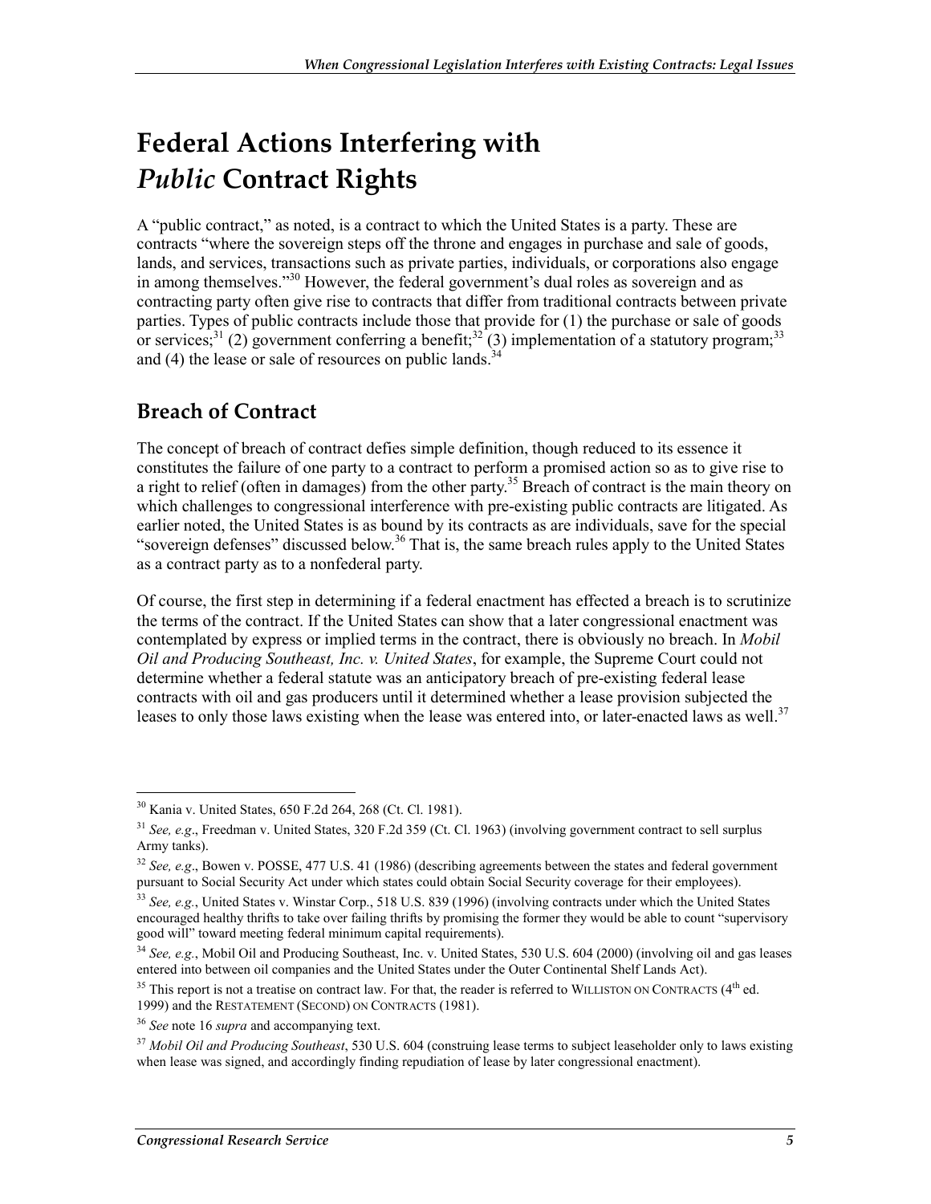# Federal Actions Interfering with *Public* Contract Rights

A "public contract," as noted, is a contract to which the United States is a party. These are contracts "where the sovereign steps off the throne and engages in purchase and sale of goods, lands, and services, transactions such as private parties, individuals, or corporations also engage in among themselves."[30] However, the federal government's dual roles as sovereign and as contracting party often give rise to contracts that differ from traditional contracts between private parties. Types of public contracts include those that provide for (1) the purchase or sale of goods or services;[31] (2) government conferring a benefit;[32] (3) implementation of a statutory program;[33] and (4) the lease or sale of resources on public lands.[34]

## Breach of Contract

The concept of breach of contract defies simple definition, though reduced to its essence it constitutes the failure of one party to a contract to perform a promised action so as to give rise to a right to relief (often in damages) from the other party.[35] Breach of contract is the main theory on which challenges to congressional interference with pre-existing public contracts are litigated. As earlier noted, the United States is as bound by its contracts as are individuals, save for the special "sovereign defenses" discussed below.[36] That is, the same breach rules apply to the United States as a contract party as to a nonfederal party.

Of course, the first step in determining if a federal enactment has effected a breach is to scrutinize the terms of the contract. If the United States can show that a later congressional enactment was contemplated by express or implied terms in the contract, there is obviously no breach. In *Mobil Oil and Producing Southeast, Inc. v. United States*, for example, the Supreme Court could not determine whether a federal statute was an anticipatory breach of pre-existing federal lease contracts with oil and gas producers until it determined whether a lease provision subjected the leases to only those laws existing when the lease was entered into, or later-enacted laws as well.[37]

---

[30] Kania v. United States, 650 F.2d 264, 268 (Ct. Cl. 1981).

[31] *See, e.g*., Freedman v. United States, 320 F.2d 359 (Ct. Cl. 1963) (involving government contract to sell surplus Army tanks).

[32] *See, e.g*., Bowen v. POSSE, 477 U.S. 41 (1986) (describing agreements between the states and federal government pursuant to Social Security Act under which states could obtain Social Security coverage for their employees).

[33] *See, e.g.*, United States v. Winstar Corp., 518 U.S. 839 (1996) (involving contracts under which the United States encouraged healthy thrifts to take over failing thrifts by promising the former they would be able to count "supervisory good will" toward meeting federal minimum capital requirements).

[34] *See, e.g.*, Mobil Oil and Producing Southeast, Inc. v. United States, 530 U.S. 604 (2000) (involving oil and gas leases entered into between oil companies and the United States under the Outer Continental Shelf Lands Act).

[35] This report is not a treatise on contract law. For that, the reader is referred to WILLISTON ON CONTRACTS (4th ed. 1999) and the RESTATEMENT (SECOND) ON CONTRACTS (1981).

[36] *See* note 16 *supra* and accompanying text.

[37] *Mobil Oil and Producing Southeast*, 530 U.S. 604 (construing lease terms to subject leaseholder only to laws existing when lease was signed, and accordingly finding repudiation of lease by later congressional enactment).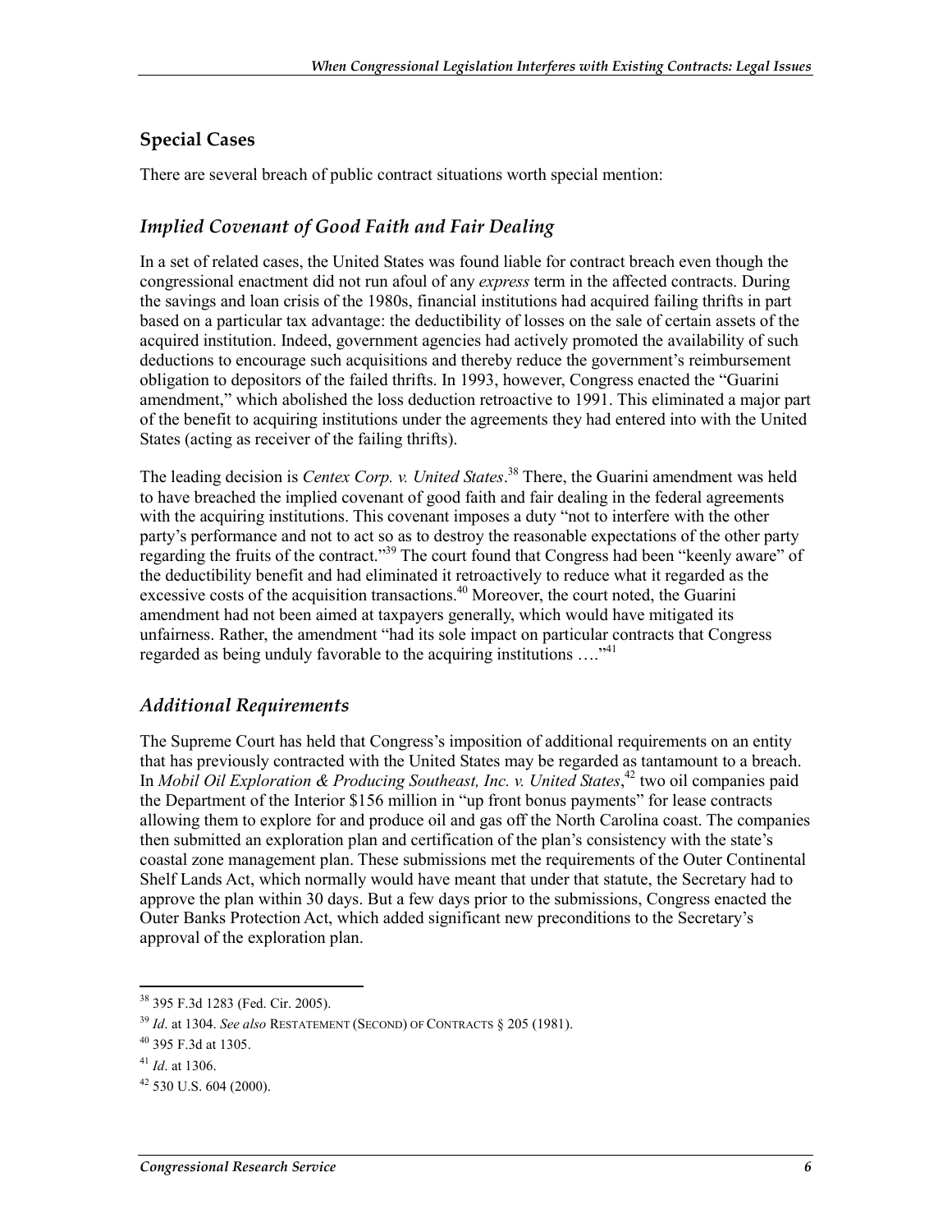## Special Cases

There are several breach of public contract situations worth special mention:

### *Implied Covenant of Good Faith and Fair Dealing*

In a set of related cases, the United States was found liable for contract breach even though the congressional enactment did not run afoul of any *express* term in the affected contracts. During the savings and loan crisis of the 1980s, financial institutions had acquired failing thrifts in part based on a particular tax advantage: the deductibility of losses on the sale of certain assets of the acquired institution. Indeed, government agencies had actively promoted the availability of such deductions to encourage such acquisitions and thereby reduce the government's reimbursement obligation to depositors of the failed thrifts. In 1993, however, Congress enacted the "Guarini amendment," which abolished the loss deduction retroactive to 1991. This eliminated a major part of the benefit to acquiring institutions under the agreements they had entered into with the United States (acting as receiver of the failing thrifts).

The leading decision is *Centex Corp. v. United States*.[38] There, the Guarini amendment was held to have breached the implied covenant of good faith and fair dealing in the federal agreements with the acquiring institutions. This covenant imposes a duty "not to interfere with the other party's performance and not to act so as to destroy the reasonable expectations of the other party regarding the fruits of the contract."[39] The court found that Congress had been "keenly aware" of the deductibility benefit and had eliminated it retroactively to reduce what it regarded as the excessive costs of the acquisition transactions.[40] Moreover, the court noted, the Guarini amendment had not been aimed at taxpayers generally, which would have mitigated its unfairness. Rather, the amendment "had its sole impact on particular contracts that Congress regarded as being unduly favorable to the acquiring institutions ...."[41]

### *Additional Requirements*

The Supreme Court has held that Congress's imposition of additional requirements on an entity that has previously contracted with the United States may be regarded as tantamount to a breach. In *Mobil Oil Exploration & Producing Southeast, Inc. v. United States*,[42] two oil companies paid the Department of the Interior $156 million in "up front bonus payments" for lease contracts allowing them to explore for and produce oil and gas off the North Carolina coast. The companies then submitted an exploration plan and certification of the plan's consistency with the state's coastal zone management plan. These submissions met the requirements of the Outer Continental Shelf Lands Act, which normally would have meant that under that statute, the Secretary had to approve the plan within 30 days. But a few days prior to the submissions, Congress enacted the Outer Banks Protection Act, which added significant new preconditions to the Secretary's approval of the exploration plan.

---

[38] 395 F.3d 1283 (Fed. Cir. 2005).

[39] *Id*. at 1304. *See also* RESTATEMENT (SECOND) OF CONTRACTS § 205 (1981).

[40] 395 F.3d at 1305.

[41] *Id*. at 1306.

[42] 530 U.S. 604 (2000).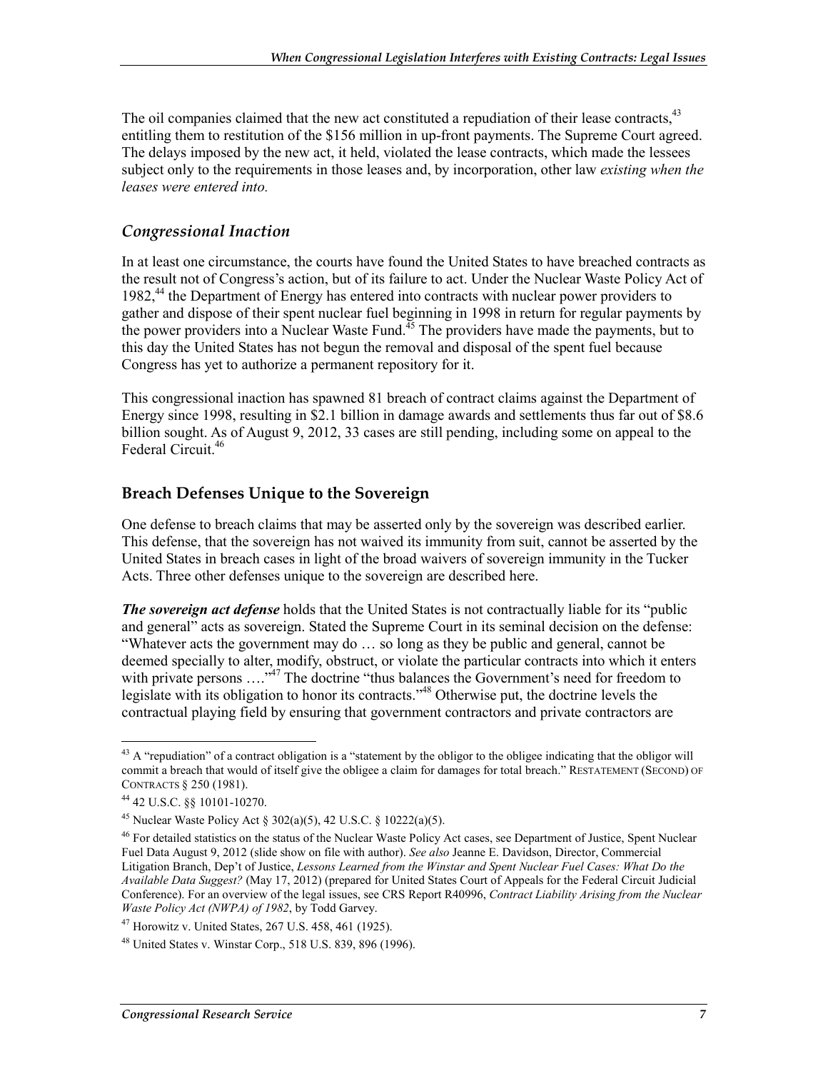The oil companies claimed that the new act constituted a repudiation of their lease contracts,[43] entitling them to restitution of the $156 million in up-front payments. The Supreme Court agreed. The delays imposed by the new act, it held, violated the lease contracts, which made the lessees subject only to the requirements in those leases and, by incorporation, other law *existing when the leases were entered into.*

### *Congressional Inaction*

In at least one circumstance, the courts have found the United States to have breached contracts as the result not of Congress's action, but of its failure to act. Under the Nuclear Waste Policy Act of 1982,[44] the Department of Energy has entered into contracts with nuclear power providers to gather and dispose of their spent nuclear fuel beginning in 1998 in return for regular payments by the power providers into a Nuclear Waste Fund.[45] The providers have made the payments, but to this day the United States has not begun the removal and disposal of the spent fuel because Congress has yet to authorize a permanent repository for it.

This congressional inaction has spawned 81 breach of contract claims against the Department of Energy since 1998, resulting in $2.1 billion in damage awards and settlements thus far out of $8.6 billion sought. As of August 9, 2012, 33 cases are still pending, including some on appeal to the Federal Circuit.[46]

## Breach Defenses Unique to the Sovereign

One defense to breach claims that may be asserted only by the sovereign was described earlier. This defense, that the sovereign has not waived its immunity from suit, cannot be asserted by the United States in breach cases in light of the broad waivers of sovereign immunity in the Tucker Acts. Three other defenses unique to the sovereign are described here.

***The sovereign act defense*** holds that the United States is not contractually liable for its "public and general" acts as sovereign. Stated the Supreme Court in its seminal decision on the defense: "Whatever acts the government may do … so long as they be public and general, cannot be deemed specially to alter, modify, obstruct, or violate the particular contracts into which it enters with private persons …."[47] The doctrine "thus balances the Government's need for freedom to legislate with its obligation to honor its contracts."[48] Otherwise put, the doctrine levels the contractual playing field by ensuring that government contractors and private contractors are

---

[43] A "repudiation" of a contract obligation is a "statement by the obligor to the obligee indicating that the obligor will commit a breach that would of itself give the obligee a claim for damages for total breach." RESTATEMENT (SECOND) OF CONTRACTS § 250 (1981).

[44] 42 U.S.C. §§ 10101-10270.

[45] Nuclear Waste Policy Act § 302(a)(5), 42 U.S.C. § 10222(a)(5).

[46] For detailed statistics on the status of the Nuclear Waste Policy Act cases, see Department of Justice, Spent Nuclear Fuel Data August 9, 2012 (slide show on file with author). *See also* Jeanne E. Davidson, Director, Commercial Litigation Branch, Dep't of Justice, *Lessons Learned from the Winstar and Spent Nuclear Fuel Cases: What Do the Available Data Suggest?* (May 17, 2012) (prepared for United States Court of Appeals for the Federal Circuit Judicial Conference). For an overview of the legal issues, see CRS Report R40996, *Contract Liability Arising from the Nuclear Waste Policy Act (NWPA) of 1982*, by Todd Garvey.

[47] Horowitz v. United States, 267 U.S. 458, 461 (1925).

[48] United States v. Winstar Corp., 518 U.S. 839, 896 (1996).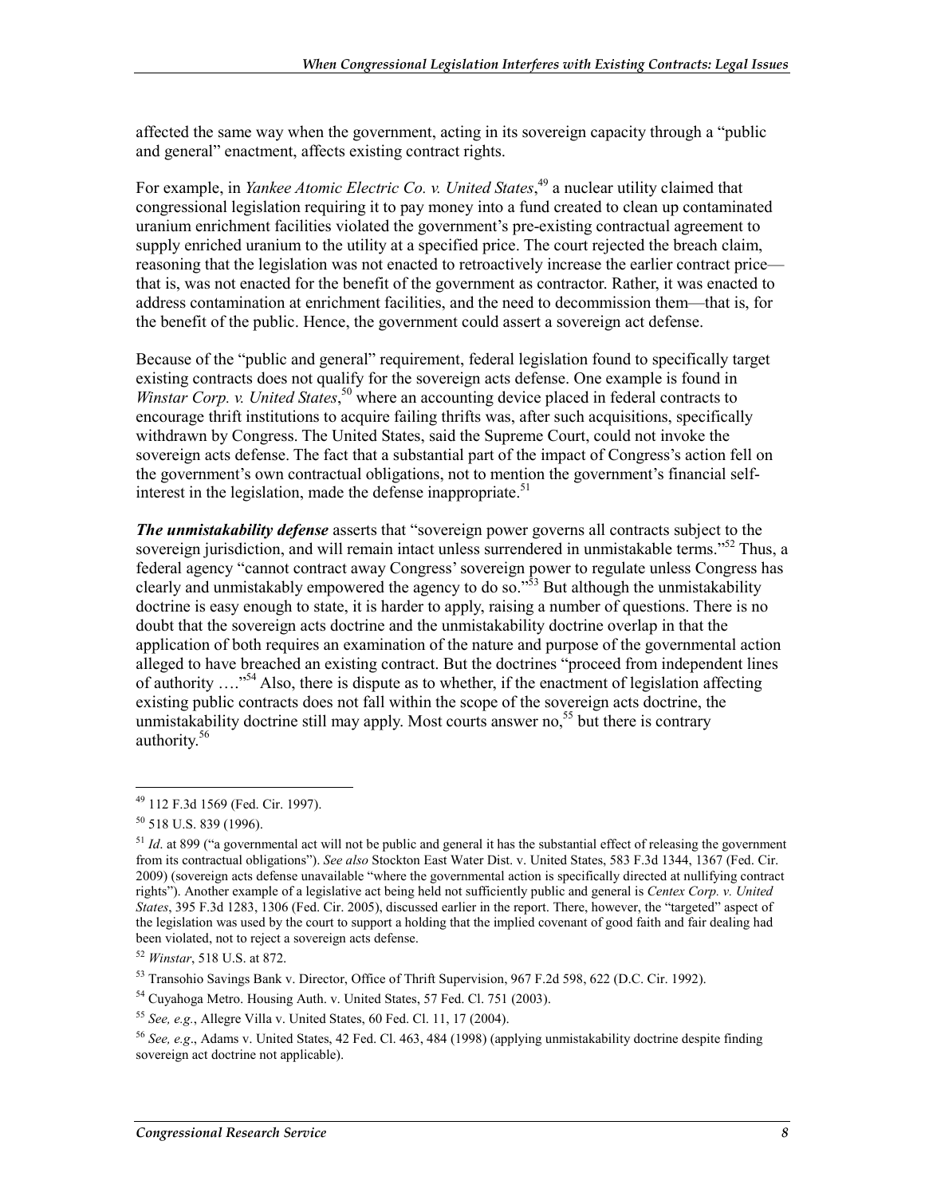affected the same way when the government, acting in its sovereign capacity through a "public and general" enactment, affects existing contract rights.

For example, in *Yankee Atomic Electric Co. v. United States*,[49] a nuclear utility claimed that congressional legislation requiring it to pay money into a fund created to clean up contaminated uranium enrichment facilities violated the government's pre-existing contractual agreement to supply enriched uranium to the utility at a specified price. The court rejected the breach claim, reasoning that the legislation was not enacted to retroactively increase the earlier contract price—that is, was not enacted for the benefit of the government as contractor. Rather, it was enacted to address contamination at enrichment facilities, and the need to decommission them—that is, for the benefit of the public. Hence, the government could assert a sovereign act defense.

Because of the "public and general" requirement, federal legislation found to specifically target existing contracts does not qualify for the sovereign acts defense. One example is found in *Winstar Corp. v. United States*,[50] where an accounting device placed in federal contracts to encourage thrift institutions to acquire failing thrifts was, after such acquisitions, specifically withdrawn by Congress. The United States, said the Supreme Court, could not invoke the sovereign acts defense. The fact that a substantial part of the impact of Congress's action fell on the government's own contractual obligations, not to mention the government's financial self-interest in the legislation, made the defense inappropriate.[51]

***The unmistakability defense*** asserts that "sovereign power governs all contracts subject to the sovereign jurisdiction, and will remain intact unless surrendered in unmistakable terms."[52] Thus, a federal agency "cannot contract away Congress' sovereign power to regulate unless Congress has clearly and unmistakably empowered the agency to do so."[53] But although the unmistakability doctrine is easy enough to state, it is harder to apply, raising a number of questions. There is no doubt that the sovereign acts doctrine and the unmistakability doctrine overlap in that the application of both requires an examination of the nature and purpose of the governmental action alleged to have breached an existing contract. But the doctrines "proceed from independent lines of authority …."[54] Also, there is dispute as to whether, if the enactment of legislation affecting existing public contracts does not fall within the scope of the sovereign acts doctrine, the unmistakability doctrine still may apply. Most courts answer no,[55] but there is contrary authority.[56]

---

[49] 112 F.3d 1569 (Fed. Cir. 1997).

[50] 518 U.S. 839 (1996).

[51] *Id*. at 899 ("a governmental act will not be public and general it has the substantial effect of releasing the government from its contractual obligations"). *See also* Stockton East Water Dist. v. United States, 583 F.3d 1344, 1367 (Fed. Cir. 2009) (sovereign acts defense unavailable "where the governmental action is specifically directed at nullifying contract rights"). Another example of a legislative act being held not sufficiently public and general is *Centex Corp. v. United States*, 395 F.3d 1283, 1306 (Fed. Cir. 2005), discussed earlier in the report. There, however, the "targeted" aspect of the legislation was used by the court to support a holding that the implied covenant of good faith and fair dealing had been violated, not to reject a sovereign acts defense.

[52] *Winstar*, 518 U.S. at 872.

[53] Transohio Savings Bank v. Director, Office of Thrift Supervision, 967 F.2d 598, 622 (D.C. Cir. 1992).

[54] Cuyahoga Metro. Housing Auth. v. United States, 57 Fed. Cl. 751 (2003).

[55] *See, e.g.*, Allegre Villa v. United States, 60 Fed. Cl. 11, 17 (2004).

[56] *See, e.g*., Adams v. United States, 42 Fed. Cl. 463, 484 (1998) (applying unmistakability doctrine despite finding sovereign act doctrine not applicable).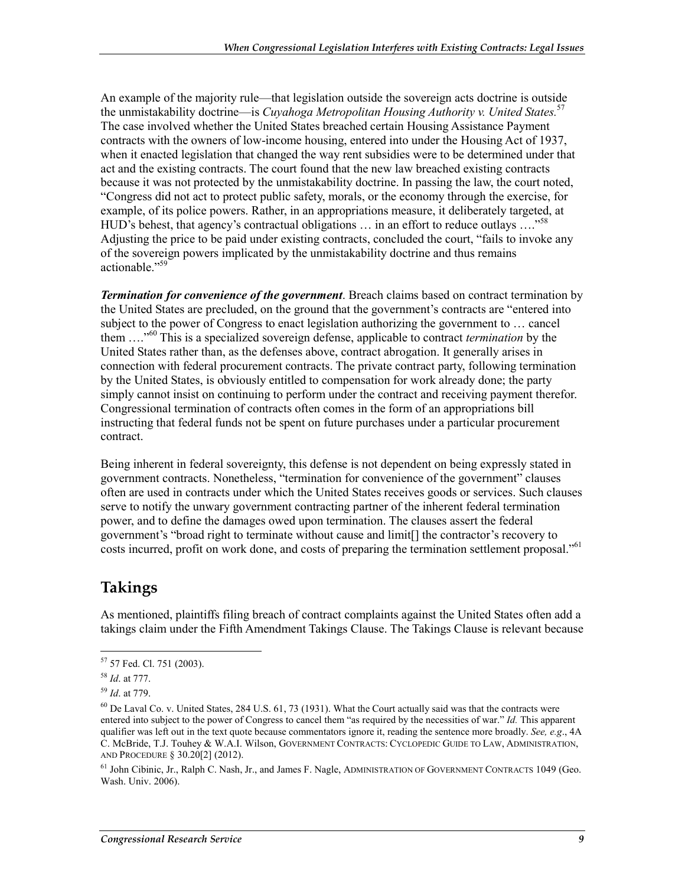An example of the majority rule—that legislation outside the sovereign acts doctrine is outside the unmistakability doctrine—is *Cuyahoga Metropolitan Housing Authority v. United States.*[57] The case involved whether the United States breached certain Housing Assistance Payment contracts with the owners of low-income housing, entered into under the Housing Act of 1937, when it enacted legislation that changed the way rent subsidies were to be determined under that act and the existing contracts. The court found that the new law breached existing contracts because it was not protected by the unmistakability doctrine. In passing the law, the court noted, "Congress did not act to protect public safety, morals, or the economy through the exercise, for example, of its police powers. Rather, in an appropriations measure, it deliberately targeted, at HUD's behest, that agency's contractual obligations … in an effort to reduce outlays …."[58] Adjusting the price to be paid under existing contracts, concluded the court, "fails to invoke any of the sovereign powers implicated by the unmistakability doctrine and thus remains actionable."[59]

***Termination for convenience of the government***. Breach claims based on contract termination by the United States are precluded, on the ground that the government's contracts are "entered into subject to the power of Congress to enact legislation authorizing the government to … cancel them …."[60] This is a specialized sovereign defense, applicable to contract *termination* by the United States rather than, as the defenses above, contract abrogation. It generally arises in connection with federal procurement contracts. The private contract party, following termination by the United States, is obviously entitled to compensation for work already done; the party simply cannot insist on continuing to perform under the contract and receiving payment therefor. Congressional termination of contracts often comes in the form of an appropriations bill instructing that federal funds not be spent on future purchases under a particular procurement contract.

Being inherent in federal sovereignty, this defense is not dependent on being expressly stated in government contracts. Nonetheless, "termination for convenience of the government" clauses often are used in contracts under which the United States receives goods or services. Such clauses serve to notify the unwary government contracting partner of the inherent federal termination power, and to define the damages owed upon termination. The clauses assert the federal government's "broad right to terminate without cause and limit[] the contractor's recovery to costs incurred, profit on work done, and costs of preparing the termination settlement proposal."[61]

## Takings

As mentioned, plaintiffs filing breach of contract complaints against the United States often add a takings claim under the Fifth Amendment Takings Clause. The Takings Clause is relevant because

---

[57] 57 Fed. Cl. 751 (2003).

[58] *Id*. at 777.

[59] *Id*. at 779.

[60] De Laval Co. v. United States, 284 U.S. 61, 73 (1931). What the Court actually said was that the contracts were entered into subject to the power of Congress to cancel them "as required by the necessities of war." *Id.* This apparent qualifier was left out in the text quote because commentators ignore it, reading the sentence more broadly. *See, e.g*., 4A C. McBride, T.J. Touhey & W.A.I. Wilson, GOVERNMENT CONTRACTS: CYCLOPEDIC GUIDE TO LAW, ADMINISTRATION, AND PROCEDURE § 30.20[2] (2012).

[61] John Cibinic, Jr., Ralph C. Nash, Jr., and James F. Nagle, ADMINISTRATION OF GOVERNMENT CONTRACTS 1049 (Geo. Wash. Univ. 2006).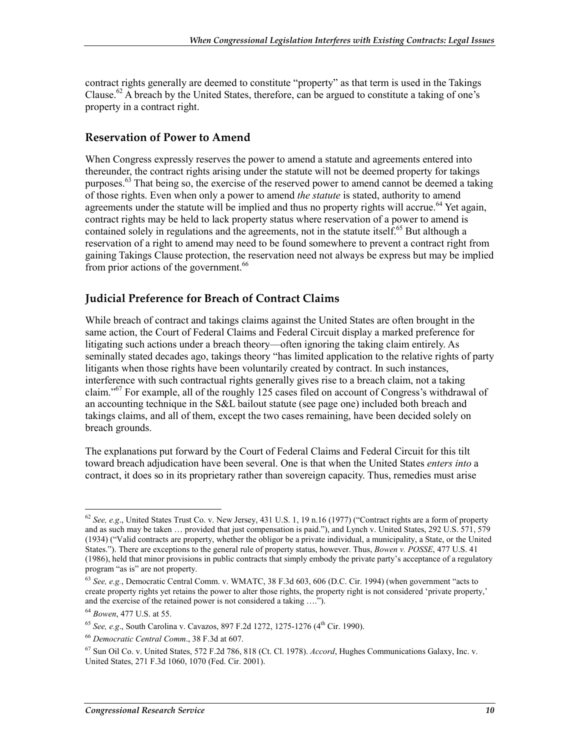contract rights generally are deemed to constitute "property" as that term is used in the Takings Clause.[62] A breach by the United States, therefore, can be argued to constitute a taking of one's property in a contract right.

## Reservation of Power to Amend

When Congress expressly reserves the power to amend a statute and agreements entered into thereunder, the contract rights arising under the statute will not be deemed property for takings purposes.[63] That being so, the exercise of the reserved power to amend cannot be deemed a taking of those rights. Even when only a power to amend *the statute* is stated, authority to amend agreements under the statute will be implied and thus no property rights will accrue.[64] Yet again, contract rights may be held to lack property status where reservation of a power to amend is contained solely in regulations and the agreements, not in the statute itself.[65] But although a reservation of a right to amend may need to be found somewhere to prevent a contract right from gaining Takings Clause protection, the reservation need not always be express but may be implied from prior actions of the government.[66]

## Judicial Preference for Breach of Contract Claims

While breach of contract and takings claims against the United States are often brought in the same action, the Court of Federal Claims and Federal Circuit display a marked preference for litigating such actions under a breach theory—often ignoring the taking claim entirely. As seminally stated decades ago, takings theory "has limited application to the relative rights of party litigants when those rights have been voluntarily created by contract. In such instances, interference with such contractual rights generally gives rise to a breach claim, not a taking claim."[67] For example, all of the roughly 125 cases filed on account of Congress's withdrawal of an accounting technique in the S&L bailout statute (see page one) included both breach and takings claims, and all of them, except the two cases remaining, have been decided solely on breach grounds.

The explanations put forward by the Court of Federal Claims and Federal Circuit for this tilt toward breach adjudication have been several. One is that when the United States *enters into* a contract, it does so in its proprietary rather than sovereign capacity. Thus, remedies must arise

---

[62] *See, e.g*., United States Trust Co. v. New Jersey, 431 U.S. 1, 19 n.16 (1977) ("Contract rights are a form of property and as such may be taken … provided that just compensation is paid."), and Lynch v. United States, 292 U.S. 571, 579 (1934) ("Valid contracts are property, whether the obligor be a private individual, a municipality, a State, or the United States."). There are exceptions to the general rule of property status, however. Thus, *Bowen v. POSSE*, 477 U.S. 41 (1986), held that minor provisions in public contracts that simply embody the private party's acceptance of a regulatory program "as is" are not property.

[63] *See, e.g.*, Democratic Central Comm. v. WMATC, 38 F.3d 603, 606 (D.C. Cir. 1994) (when government "acts to create property rights yet retains the power to alter those rights, the property right is not considered 'private property,' and the exercise of the retained power is not considered a taking ….").

[64] *Bowen*, 477 U.S. at 55.

[65] *See, e.g*., South Carolina v. Cavazos, 897 F.2d 1272, 1275-1276 (4th Cir. 1990).

[66] *Democratic Central Comm*., 38 F.3d at 607.

[67] Sun Oil Co. v. United States, 572 F.2d 786, 818 (Ct. Cl. 1978). *Accord*, Hughes Communications Galaxy, Inc. v. United States, 271 F.3d 1060, 1070 (Fed. Cir. 2001).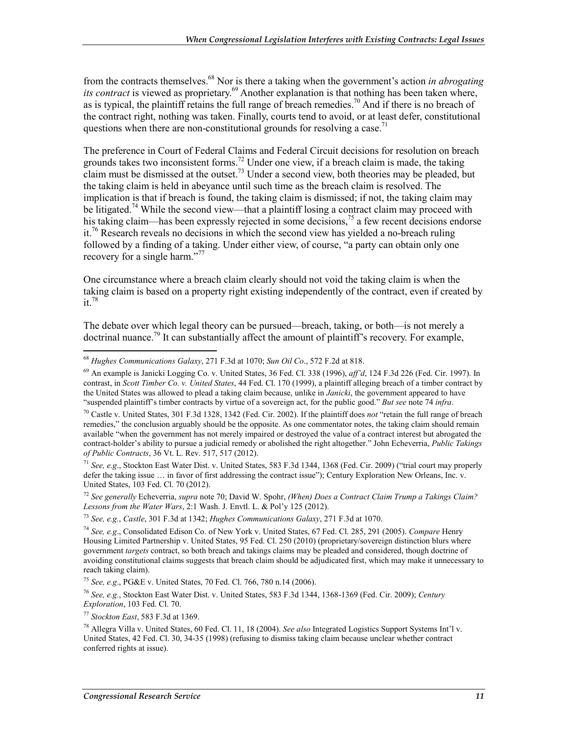from the contracts themselves.[68] Nor is there a taking when the government's action *in abrogating its contract* is viewed as proprietary.[69] Another explanation is that nothing has been taken where, as is typical, the plaintiff retains the full range of breach remedies.[70] And if there is no breach of the contract right, nothing was taken. Finally, courts tend to avoid, or at least defer, constitutional questions when there are non-constitutional grounds for resolving a case.[71]

The preference in Court of Federal Claims and Federal Circuit decisions for resolution on breach grounds takes two inconsistent forms.[72] Under one view, if a breach claim is made, the taking claim must be dismissed at the outset.[73] Under a second view, both theories may be pleaded, but the taking claim is held in abeyance until such time as the breach claim is resolved. The implication is that if breach is found, the taking claim is dismissed; if not, the taking claim may be litigated.[74] While the second view—that a plaintiff losing a contract claim may proceed with his taking claim—has been expressly rejected in some decisions,[75] a few recent decisions endorse it.[76] Research reveals no decisions in which the second view has yielded a no-breach ruling followed by a finding of a taking. Under either view, of course, "a party can obtain only one recovery for a single harm."[77]

One circumstance where a breach claim clearly should not void the taking claim is when the taking claim is based on a property right existing independently of the contract, even if created by it.[78]

The debate over which legal theory can be pursued—breach, taking, or both—is not merely a doctrinal nuance.[79] It can substantially affect the amount of plaintiff's recovery. For example,

---

[68] *Hughes Communications Galaxy*, 271 F.3d at 1070; *Sun Oil Co*., 572 F.2d at 818.

[69] An example is Janicki Logging Co. v. United States, 36 Fed. Cl. 338 (1996), *aff'd*, 124 F.3d 226 (Fed. Cir. 1997). In contrast, in *Scott Timber Co. v. United States*, 44 Fed. Cl. 170 (1999), a plaintiff alleging breach of a timber contract by the United States was allowed to plead a taking claim because, unlike in *Janicki*, the government appeared to have "suspended plaintiff's timber contracts by virtue of a sovereign act, for the public good." *But see* note 74 *infra*.

[70] Castle v. United States, 301 F.3d 1328, 1342 (Fed. Cir. 2002). If the plaintiff does *not* "retain the full range of breach remedies," the conclusion arguably should be the opposite. As one commentator notes, the taking claim should remain available "when the government has not merely impaired or destroyed the value of a contract interest but abrogated the contract-holder's ability to pursue a judicial remedy or abolished the right altogether." John Echeverria, *Public Takings of Public Contracts*, 36 Vt. L. Rev. 517, 517 (2012).

[71] *See, e.g*., Stockton East Water Dist. v. United States, 583 F.3d 1344, 1368 (Fed. Cir. 2009) ("trial court may properly defer the taking issue … in favor of first addressing the contract issue"); Century Exploration New Orleans, Inc. v. United States, 103 Fed. Cl. 70 (2012).

[72] *See generally* Echeverria, *supra* note 70; David W. Spohr, *(When) Does a Contract Claim Trump a Takings Claim? Lessons from the Water Wars*, 2:1 Wash. J. Envtl. L. & Pol'y 125 (2012).

[73] *See, e.g.*, *Castle*, 301 F.3d at 1342; *Hughes Communications Galaxy*, 271 F.3d at 1070.

[74] *See, e.g*., Consolidated Edison Co. of New York v. United States, 67 Fed. Cl. 285, 291 (2005). *Compare* Henry Housing Limited Partnership v. United States, 95 Fed. Cl. 250 (2010) (proprietary/sovereign distinction blurs where government *targets* contract, so both breach and takings claims may be pleaded and considered, though doctrine of avoiding constitutional claims suggests that breach claim should be adjudicated first, which may make it unnecessary to reach taking claim).

[75] *See, e.g*., PG&E v. United States, 70 Fed. Cl. 766, 780 n.14 (2006).

[76] *See, e.g.*, Stockton East Water Dist. v. United States, 583 F.3d 1344, 1368-1369 (Fed. Cir. 2009); *Century Exploration*, 103 Fed. Cl. 70.

[77] *Stockton East*, 583 F.3d at 1369.

[78] Allegra Villa v. United States, 60 Fed. Cl. 11, 18 (2004). *See also* Integrated Logistics Support Systems Int'l v. United States, 42 Fed. Cl. 30, 34-35 (1998) (refusing to dismiss taking claim because unclear whether contract conferred rights at issue).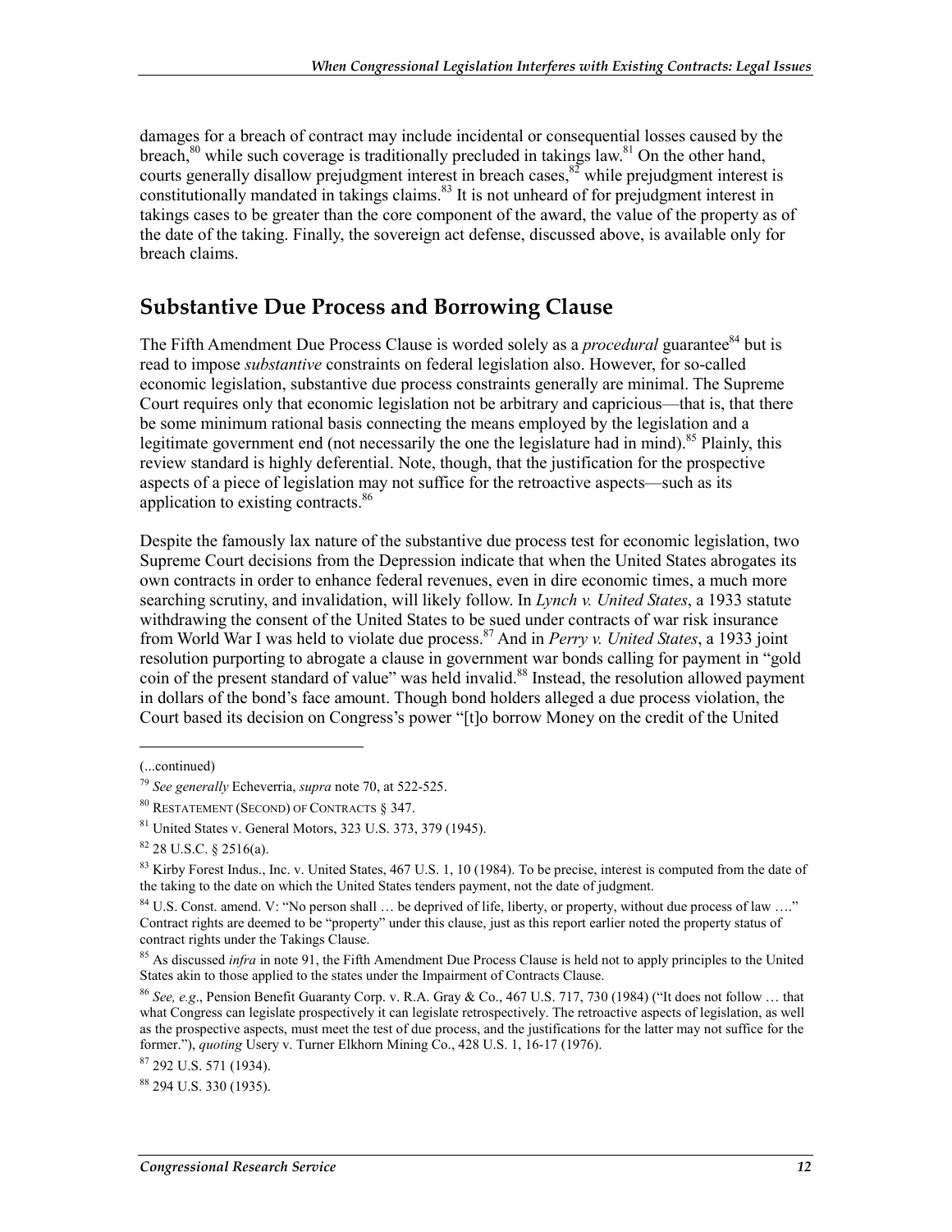damages for a breach of contract may include incidental or consequential losses caused by the breach,[80] while such coverage is traditionally precluded in takings law.[81] On the other hand, courts generally disallow prejudgment interest in breach cases,[82] while prejudgment interest is constitutionally mandated in takings claims.[83] It is not unheard of for prejudgment interest in takings cases to be greater than the core component of the award, the value of the property as of the date of the taking. Finally, the sovereign act defense, discussed above, is available only for breach claims.

## Substantive Due Process and Borrowing Clause

The Fifth Amendment Due Process Clause is worded solely as a *procedural* guarantee[84] but is read to impose *substantive* constraints on federal legislation also. However, for so-called economic legislation, substantive due process constraints generally are minimal. The Supreme Court requires only that economic legislation not be arbitrary and capricious—that is, that there be some minimum rational basis connecting the means employed by the legislation and a legitimate government end (not necessarily the one the legislature had in mind).[85] Plainly, this review standard is highly deferential. Note, though, that the justification for the prospective aspects of a piece of legislation may not suffice for the retroactive aspects—such as its application to existing contracts.[86]

Despite the famously lax nature of the substantive due process test for economic legislation, two Supreme Court decisions from the Depression indicate that when the United States abrogates its own contracts in order to enhance federal revenues, even in dire economic times, a much more searching scrutiny, and invalidation, will likely follow. In *Lynch v. United States*, a 1933 statute withdrawing the consent of the United States to be sued under contracts of war risk insurance from World War I was held to violate due process.[87] And in *Perry v. United States*, a 1933 joint resolution purporting to abrogate a clause in government war bonds calling for payment in "gold coin of the present standard of value" was held invalid.[88] Instead, the resolution allowed payment in dollars of the bond's face amount. Though bond holders alleged a due process violation, the Court based its decision on Congress's power "[t]o borrow Money on the credit of the United

---

(...continued)

[79] *See generally* Echeverria, *supra* note 70, at 522-525.

[80] Restatement (Second) of Contracts § 347.

[81] United States v. General Motors, 323 U.S. 373, 379 (1945).

[82] 28 U.S.C. § 2516(a).

[83] Kirby Forest Indus., Inc. v. United States, 467 U.S. 1, 10 (1984). To be precise, interest is computed from the date of the taking to the date on which the United States tenders payment, not the date of judgment.

[84] U.S. Const. amend. V: "No person shall … be deprived of life, liberty, or property, without due process of law …." Contract rights are deemed to be "property" under this clause, just as this report earlier noted the property status of contract rights under the Takings Clause.

[85] As discussed *infra* in note 91, the Fifth Amendment Due Process Clause is held not to apply principles to the United States akin to those applied to the states under the Impairment of Contracts Clause.

[86] *See, e.g*., Pension Benefit Guaranty Corp. v. R.A. Gray & Co., 467 U.S. 717, 730 (1984) ("It does not follow … that what Congress can legislate prospectively it can legislate retrospectively. The retroactive aspects of legislation, as well as the prospective aspects, must meet the test of due process, and the justifications for the latter may not suffice for the former."), *quoting* Usery v. Turner Elkhorn Mining Co., 428 U.S. 1, 16-17 (1976).

[87] 292 U.S. 571 (1934).

[88] 294 U.S. 330 (1935).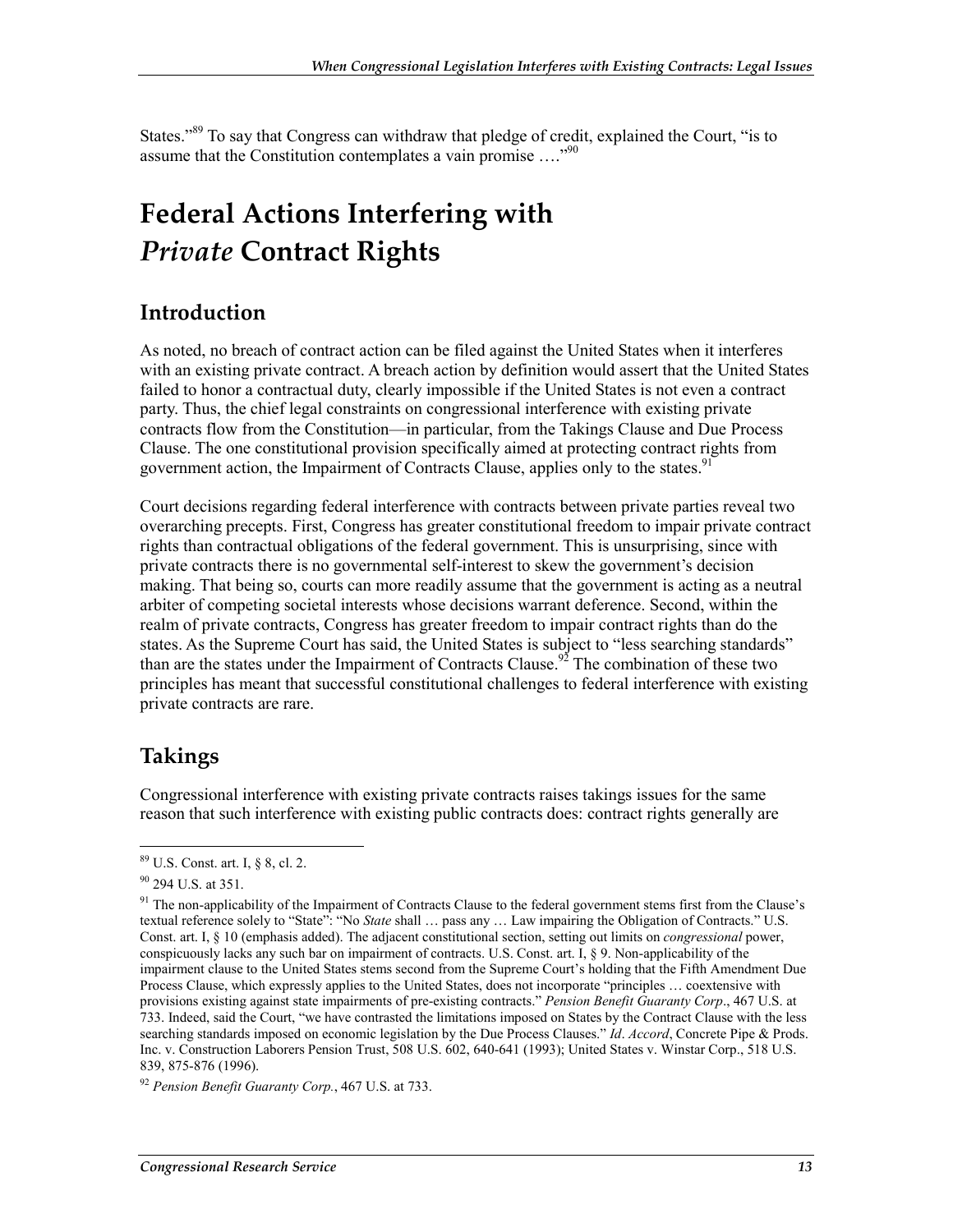States."[89] To say that Congress can withdraw that pledge of credit, explained the Court, "is to assume that the Constitution contemplates a vain promise …."[90]

# Federal Actions Interfering with *Private* Contract Rights

## Introduction

As noted, no breach of contract action can be filed against the United States when it interferes with an existing private contract. A breach action by definition would assert that the United States failed to honor a contractual duty, clearly impossible if the United States is not even a contract party. Thus, the chief legal constraints on congressional interference with existing private contracts flow from the Constitution—in particular, from the Takings Clause and Due Process Clause. The one constitutional provision specifically aimed at protecting contract rights from government action, the Impairment of Contracts Clause, applies only to the states.[91]

Court decisions regarding federal interference with contracts between private parties reveal two overarching precepts. First, Congress has greater constitutional freedom to impair private contract rights than contractual obligations of the federal government. This is unsurprising, since with private contracts there is no governmental self-interest to skew the government's decision making. That being so, courts can more readily assume that the government is acting as a neutral arbiter of competing societal interests whose decisions warrant deference. Second, within the realm of private contracts, Congress has greater freedom to impair contract rights than do the states. As the Supreme Court has said, the United States is subject to "less searching standards" than are the states under the Impairment of Contracts Clause.[92] The combination of these two principles has meant that successful constitutional challenges to federal interference with existing private contracts are rare.

## Takings

Congressional interference with existing private contracts raises takings issues for the same reason that such interference with existing public contracts does: contract rights generally are

---

[89] U.S. Const. art. I, § 8, cl. 2.

[90] 294 U.S. at 351.

[91] The non-applicability of the Impairment of Contracts Clause to the federal government stems first from the Clause's textual reference solely to "State": "No *State* shall … pass any … Law impairing the Obligation of Contracts." U.S. Const. art. I, § 10 (emphasis added). The adjacent constitutional section, setting out limits on *congressional* power, conspicuously lacks any such bar on impairment of contracts. U.S. Const. art. I, § 9. Non-applicability of the impairment clause to the United States stems second from the Supreme Court's holding that the Fifth Amendment Due Process Clause, which expressly applies to the United States, does not incorporate "principles … coextensive with provisions existing against state impairments of pre-existing contracts." *Pension Benefit Guaranty Corp*., 467 U.S. at 733. Indeed, said the Court, "we have contrasted the limitations imposed on States by the Contract Clause with the less searching standards imposed on economic legislation by the Due Process Clauses." *Id*. *Accord*, Concrete Pipe & Prods. Inc. v. Construction Laborers Pension Trust, 508 U.S. 602, 640-641 (1993); United States v. Winstar Corp., 518 U.S. 839, 875-876 (1996).

[92] *Pension Benefit Guaranty Corp.*, 467 U.S. at 733.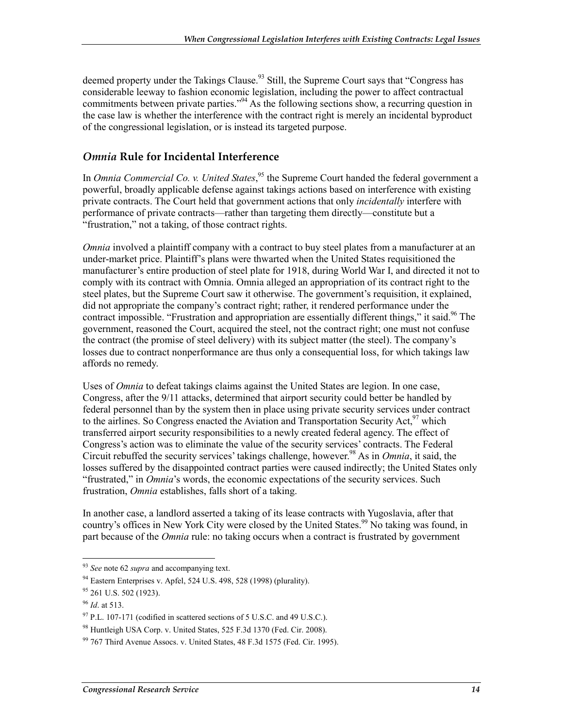deemed property under the Takings Clause.[93] Still, the Supreme Court says that "Congress has considerable leeway to fashion economic legislation, including the power to affect contractual commitments between private parties."[94] As the following sections show, a recurring question in the case law is whether the interference with the contract right is merely an incidental byproduct of the congressional legislation, or is instead its targeted purpose.

## *Omnia* Rule for Incidental Interference

In *Omnia Commercial Co. v. United States*,[95] the Supreme Court handed the federal government a powerful, broadly applicable defense against takings actions based on interference with existing private contracts. The Court held that government actions that only *incidentally* interfere with performance of private contracts—rather than targeting them directly—constitute but a "frustration," not a taking, of those contract rights.

*Omnia* involved a plaintiff company with a contract to buy steel plates from a manufacturer at an under-market price. Plaintiff's plans were thwarted when the United States requisitioned the manufacturer's entire production of steel plate for 1918, during World War I, and directed it not to comply with its contract with Omnia. Omnia alleged an appropriation of its contract right to the steel plates, but the Supreme Court saw it otherwise. The government's requisition, it explained, did not appropriate the company's contract right; rather, it rendered performance under the contract impossible. "Frustration and appropriation are essentially different things," it said.[96] The government, reasoned the Court, acquired the steel, not the contract right; one must not confuse the contract (the promise of steel delivery) with its subject matter (the steel). The company's losses due to contract nonperformance are thus only a consequential loss, for which takings law affords no remedy.

Uses of *Omnia* to defeat takings claims against the United States are legion. In one case, Congress, after the 9/11 attacks, determined that airport security could better be handled by federal personnel than by the system then in place using private security services under contract to the airlines. So Congress enacted the Aviation and Transportation Security Act,[97] which transferred airport security responsibilities to a newly created federal agency. The effect of Congress's action was to eliminate the value of the security services' contracts. The Federal Circuit rebuffed the security services' takings challenge, however.[98] As in *Omnia*, it said, the losses suffered by the disappointed contract parties were caused indirectly; the United States only "frustrated," in *Omnia*'s words, the economic expectations of the security services. Such frustration, *Omnia* establishes, falls short of a taking.

In another case, a landlord asserted a taking of its lease contracts with Yugoslavia, after that country's offices in New York City were closed by the United States.[99] No taking was found, in part because of the *Omnia* rule: no taking occurs when a contract is frustrated by government

---

[93] *See* note 62 *supra* and accompanying text.

[94] Eastern Enterprises v. Apfel, 524 U.S. 498, 528 (1998) (plurality).

[95] 261 U.S. 502 (1923).

[96] *Id*. at 513.

[97] P.L. 107-171 (codified in scattered sections of 5 U.S.C. and 49 U.S.C.).

[98] Huntleigh USA Corp. v. United States, 525 F.3d 1370 (Fed. Cir. 2008).

[99] 767 Third Avenue Assocs. v. United States, 48 F.3d 1575 (Fed. Cir. 1995).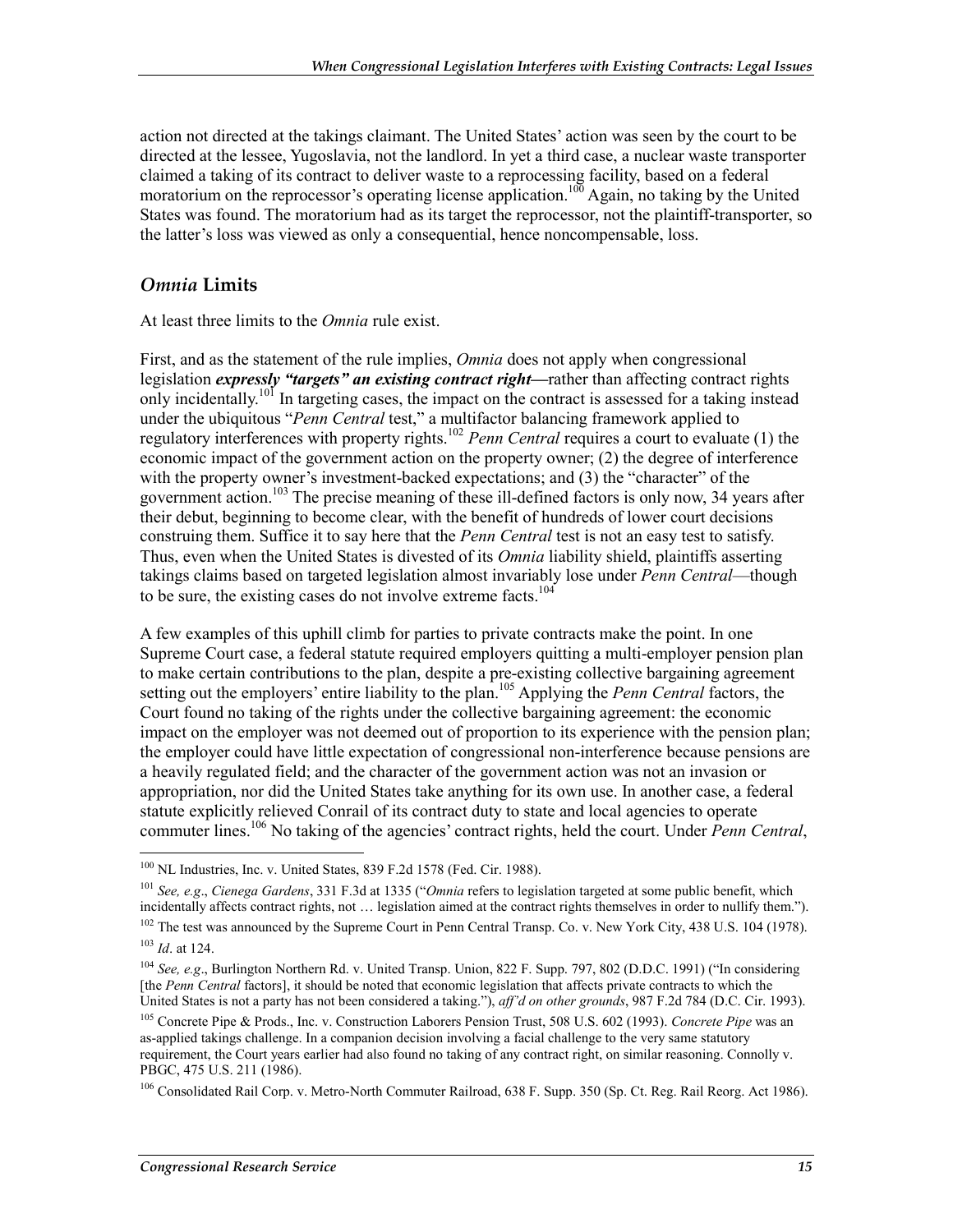action not directed at the takings claimant. The United States' action was seen by the court to be directed at the lessee, Yugoslavia, not the landlord. In yet a third case, a nuclear waste transporter claimed a taking of its contract to deliver waste to a reprocessing facility, based on a federal moratorium on the reprocessor's operating license application.[100] Again, no taking by the United States was found. The moratorium had as its target the reprocessor, not the plaintiff-transporter, so the latter's loss was viewed as only a consequential, hence noncompensable, loss.

## *Omnia* Limits

At least three limits to the *Omnia* rule exist.

First, and as the statement of the rule implies, *Omnia* does not apply when congressional legislation ***expressly "targets" an existing contract right***—rather than affecting contract rights only incidentally.[101] In targeting cases, the impact on the contract is assessed for a taking instead under the ubiquitous "*Penn Central* test," a multifactor balancing framework applied to regulatory interferences with property rights.[102] *Penn Central* requires a court to evaluate (1) the economic impact of the government action on the property owner; (2) the degree of interference with the property owner's investment-backed expectations; and (3) the "character" of the government action.[103] The precise meaning of these ill-defined factors is only now, 34 years after their debut, beginning to become clear, with the benefit of hundreds of lower court decisions construing them. Suffice it to say here that the *Penn Central* test is not an easy test to satisfy. Thus, even when the United States is divested of its *Omnia* liability shield, plaintiffs asserting takings claims based on targeted legislation almost invariably lose under *Penn Central*—though to be sure, the existing cases do not involve extreme facts.[104]

A few examples of this uphill climb for parties to private contracts make the point. In one Supreme Court case, a federal statute required employers quitting a multi-employer pension plan to make certain contributions to the plan, despite a pre-existing collective bargaining agreement setting out the employers' entire liability to the plan.[105] Applying the *Penn Central* factors, the Court found no taking of the rights under the collective bargaining agreement: the economic impact on the employer was not deemed out of proportion to its experience with the pension plan; the employer could have little expectation of congressional non-interference because pensions are a heavily regulated field; and the character of the government action was not an invasion or appropriation, nor did the United States take anything for its own use. In another case, a federal statute explicitly relieved Conrail of its contract duty to state and local agencies to operate commuter lines.[106] No taking of the agencies' contract rights, held the court. Under *Penn Central*,

---

[100] NL Industries, Inc. v. United States, 839 F.2d 1578 (Fed. Cir. 1988).

[101] *See, e.g*., *Cienega Gardens*, 331 F.3d at 1335 ("*Omnia* refers to legislation targeted at some public benefit, which incidentally affects contract rights, not … legislation aimed at the contract rights themselves in order to nullify them.").

[102] The test was announced by the Supreme Court in Penn Central Transp. Co. v. New York City, 438 U.S. 104 (1978).

[103] *Id*. at 124.

[104] *See, e.g*., Burlington Northern Rd. v. United Transp. Union, 822 F. Supp. 797, 802 (D.D.C. 1991) ("In considering [the *Penn Central* factors], it should be noted that economic legislation that affects private contracts to which the United States is not a party has not been considered a taking."), *aff'd on other grounds*, 987 F.2d 784 (D.C. Cir. 1993).

[105] Concrete Pipe & Prods., Inc. v. Construction Laborers Pension Trust, 508 U.S. 602 (1993). *Concrete Pipe* was an as-applied takings challenge. In a companion decision involving a facial challenge to the very same statutory requirement, the Court years earlier had also found no taking of any contract right, on similar reasoning. Connolly v. PBGC, 475 U.S. 211 (1986).

[106] Consolidated Rail Corp. v. Metro-North Commuter Railroad, 638 F. Supp. 350 (Sp. Ct. Reg. Rail Reorg. Act 1986).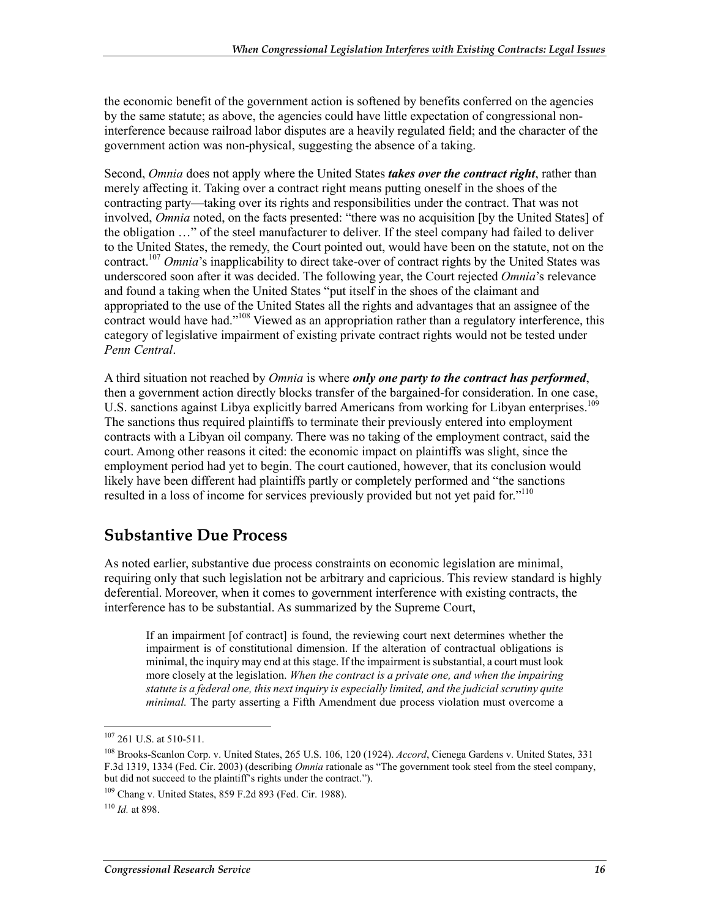the economic benefit of the government action is softened by benefits conferred on the agencies by the same statute; as above, the agencies could have little expectation of congressional non-interference because railroad labor disputes are a heavily regulated field; and the character of the government action was non-physical, suggesting the absence of a taking.

Second, *Omnia* does not apply where the United States ***takes over the contract right***, rather than merely affecting it. Taking over a contract right means putting oneself in the shoes of the contracting party—taking over its rights and responsibilities under the contract. That was not involved, *Omnia* noted, on the facts presented: "there was no acquisition [by the United States] of the obligation …" of the steel manufacturer to deliver. If the steel company had failed to deliver to the United States, the remedy, the Court pointed out, would have been on the statute, not on the contract.[107] *Omnia*'s inapplicability to direct take-over of contract rights by the United States was underscored soon after it was decided. The following year, the Court rejected *Omnia*'s relevance and found a taking when the United States "put itself in the shoes of the claimant and appropriated to the use of the United States all the rights and advantages that an assignee of the contract would have had."[108] Viewed as an appropriation rather than a regulatory interference, this category of legislative impairment of existing private contract rights would not be tested under *Penn Central*.

A third situation not reached by *Omnia* is where ***only one party to the contract has performed***, then a government action directly blocks transfer of the bargained-for consideration. In one case, U.S. sanctions against Libya explicitly barred Americans from working for Libyan enterprises.[109] The sanctions thus required plaintiffs to terminate their previously entered into employment contracts with a Libyan oil company. There was no taking of the employment contract, said the court. Among other reasons it cited: the economic impact on plaintiffs was slight, since the employment period had yet to begin. The court cautioned, however, that its conclusion would likely have been different had plaintiffs partly or completely performed and "the sanctions resulted in a loss of income for services previously provided but not yet paid for."[110]

## Substantive Due Process

As noted earlier, substantive due process constraints on economic legislation are minimal, requiring only that such legislation not be arbitrary and capricious. This review standard is highly deferential. Moreover, when it comes to government interference with existing contracts, the interference has to be substantial. As summarized by the Supreme Court,

> If an impairment [of contract] is found, the reviewing court next determines whether the impairment is of constitutional dimension. If the alteration of contractual obligations is minimal, the inquiry may end at this stage. If the impairment is substantial, a court must look more closely at the legislation. *When the contract is a private one, and when the impairing statute is a federal one, this next inquiry is especially limited, and the judicial scrutiny quite minimal.* The party asserting a Fifth Amendment due process violation must overcome a

---

[107] 261 U.S. at 510-511.

[108] Brooks-Scanlon Corp. v. United States, 265 U.S. 106, 120 (1924). *Accord*, Cienega Gardens v. United States, 331 F.3d 1319, 1334 (Fed. Cir. 2003) (describing *Omnia* rationale as "The government took steel from the steel company, but did not succeed to the plaintiff's rights under the contract.").

[109] Chang v. United States, 859 F.2d 893 (Fed. Cir. 1988).

[110] *Id.* at 898.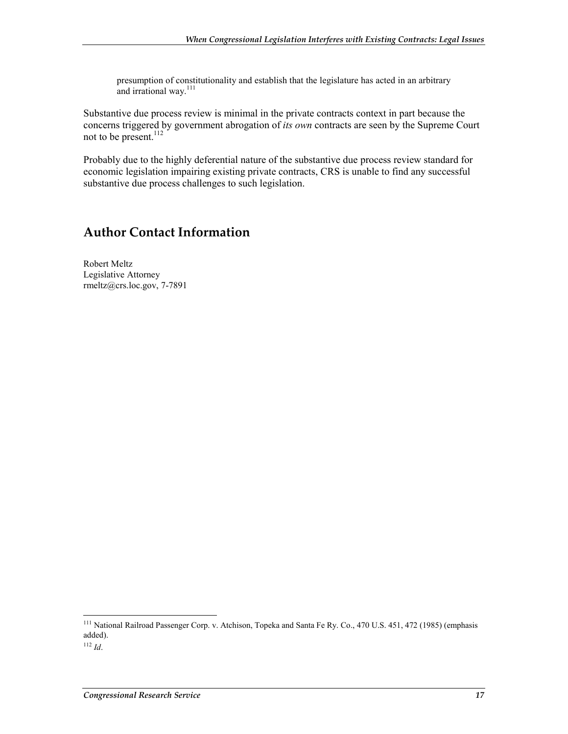> presumption of constitutionality and establish that the legislature has acted in an arbitrary and irrational way.[111]

Substantive due process review is minimal in the private contracts context in part because the concerns triggered by government abrogation of *its own* contracts are seen by the Supreme Court not to be present.[112]

Probably due to the highly deferential nature of the substantive due process review standard for economic legislation impairing existing private contracts, CRS is unable to find any successful substantive due process challenges to such legislation.

## Author Contact Information

Robert Meltz
Legislative Attorney
rmeltz@crs.loc.gov, 7-7891

---

[111] National Railroad Passenger Corp. v. Atchison, Topeka and Santa Fe Ry. Co., 470 U.S. 451, 472 (1985) (emphasis added).

[112] *Id*.